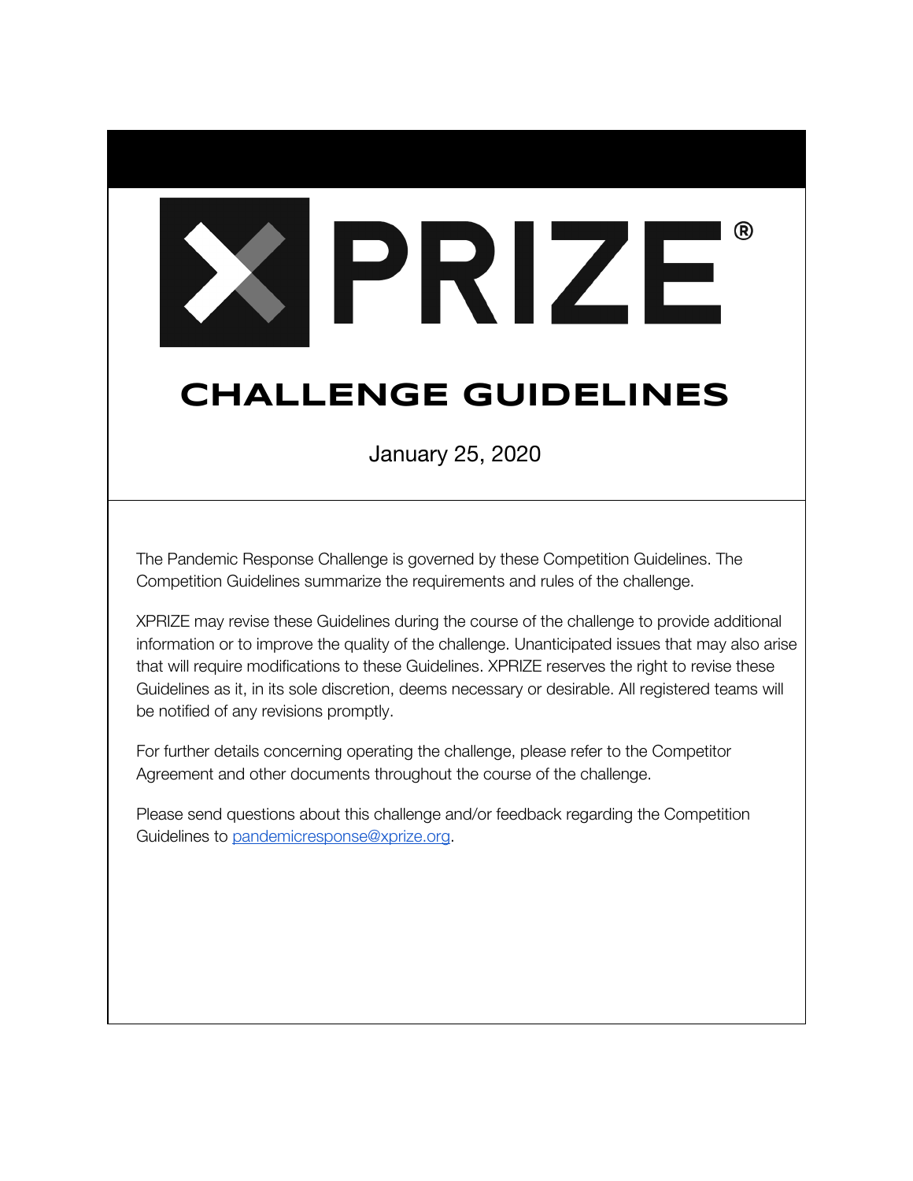# XPRIZE®

# CHALLENGE GUIDELINES

January 25, 2020

The Pandemic Response Challenge is governed by these Competition Guidelines. The Competition Guidelines summarize the requirements and rules of the challenge.

XPRIZE may revise these Guidelines during the course of the challenge to provide additional information or to improve the quality of the challenge. Unanticipated issues that may also arise that will require modifications to these Guidelines. XPRIZE reserves the right to revise these Guidelines as it, in its sole discretion, deems necessary or desirable. All registered teams will be notified of any revisions promptly.

For further details concerning operating the challenge, please refer to the Competitor Agreement and other documents throughout the course of the challenge.

Please send questions about this challenge and/or feedback regarding the Competition Guidelines to pandemicresponse@xprize.org.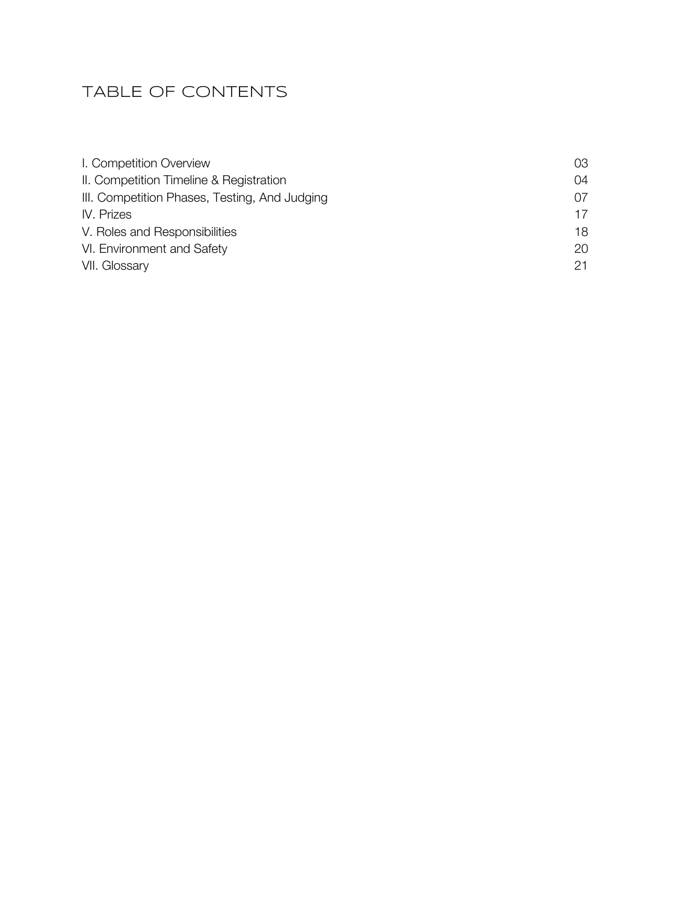# TABLE OF CONTENTS

| | |
|---|---|
| I. Competition Overview | 03 |
| II. Competition Timeline & Registration | 04 |
| III. Competition Phases, Testing, And Judging | 07 |
| IV. Prizes | 17 |
| V. Roles and Responsibilities | 18 |
| VI. Environment and Safety | 20 |
| VII. Glossary | 21 |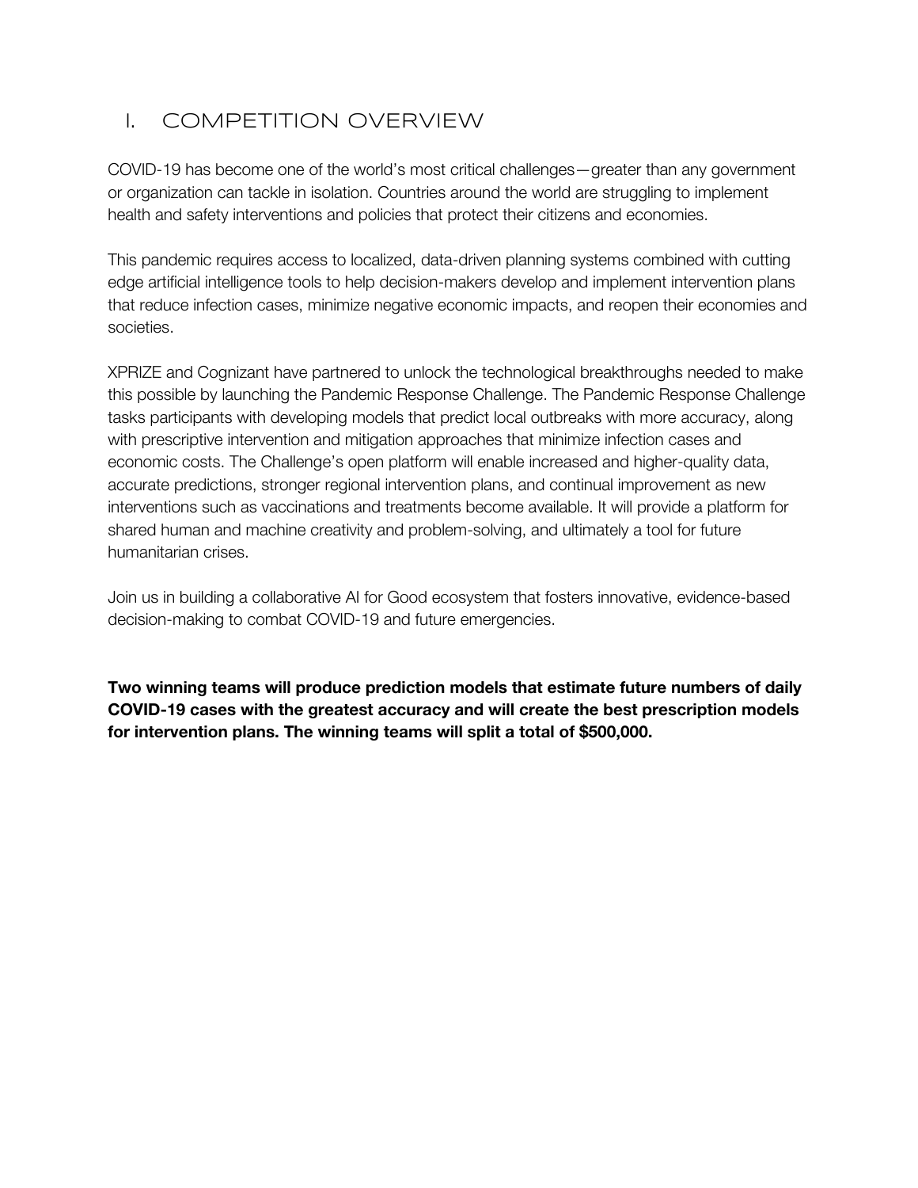# I. COMPETITION OVERVIEW

COVID-19 has become one of the world's most critical challenges—greater than any government or organization can tackle in isolation. Countries around the world are struggling to implement health and safety interventions and policies that protect their citizens and economies.

This pandemic requires access to localized, data-driven planning systems combined with cutting edge artificial intelligence tools to help decision-makers develop and implement intervention plans that reduce infection cases, minimize negative economic impacts, and reopen their economies and societies.

XPRIZE and Cognizant have partnered to unlock the technological breakthroughs needed to make this possible by launching the Pandemic Response Challenge. The Pandemic Response Challenge tasks participants with developing models that predict local outbreaks with more accuracy, along with prescriptive intervention and mitigation approaches that minimize infection cases and economic costs. The Challenge's open platform will enable increased and higher-quality data, accurate predictions, stronger regional intervention plans, and continual improvement as new interventions such as vaccinations and treatments become available. It will provide a platform for shared human and machine creativity and problem-solving, and ultimately a tool for future humanitarian crises.

Join us in building a collaborative AI for Good ecosystem that fosters innovative, evidence-based decision-making to combat COVID-19 and future emergencies.

**Two winning teams will produce prediction models that estimate future numbers of daily COVID-19 cases with the greatest accuracy and will create the best prescription models for intervention plans. The winning teams will split a total of $500,000.**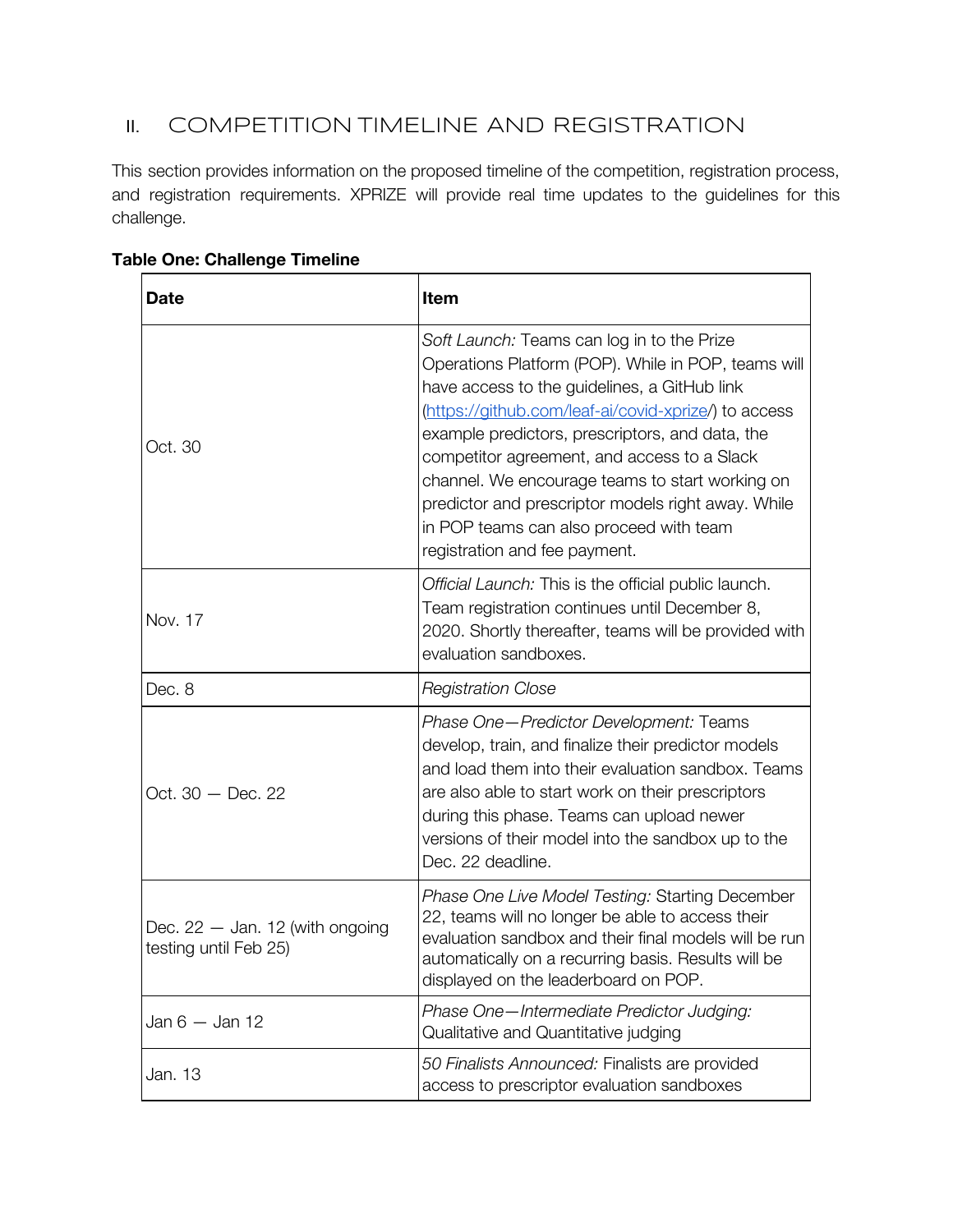## II. COMPETITION TIMELINE AND REGISTRATION

This section provides information on the proposed timeline of the competition, registration process, and registration requirements. XPRIZE will provide real time updates to the guidelines for this challenge.

**Table One: Challenge Timeline**

| Date | Item |
|---|---|
| Oct. 30 | *Soft Launch:* Teams can log in to the Prize Operations Platform (POP). While in POP, teams will have access to the guidelines, a GitHub link (https://github.com/leaf-ai/covid-xprize/) to access example predictors, prescriptors, and data, the competitor agreement, and access to a Slack channel. We encourage teams to start working on predictor and prescriptor models right away. While in POP teams can also proceed with team registration and fee payment. |
| Nov. 17 | *Official Launch:* This is the official public launch. Team registration continues until December 8, 2020. Shortly thereafter, teams will be provided with evaluation sandboxes. |
| Dec. 8 | *Registration Close* |
| Oct. 30 — Dec. 22 | *Phase One—Predictor Development:* Teams develop, train, and finalize their predictor models and load them into their evaluation sandbox. Teams are also able to start work on their prescriptors during this phase. Teams can upload newer versions of their model into the sandbox up to the Dec. 22 deadline. |
| Dec. 22 — Jan. 12 (with ongoing testing until Feb 25) | *Phase One Live Model Testing:* Starting December 22, teams will no longer be able to access their evaluation sandbox and their final models will be run automatically on a recurring basis. Results will be displayed on the leaderboard on POP. |
| Jan 6 — Jan 12 | *Phase One—Intermediate Predictor Judging:* Qualitative and Quantitative judging |
| Jan. 13 | *50 Finalists Announced:* Finalists are provided access to prescriptor evaluation sandboxes |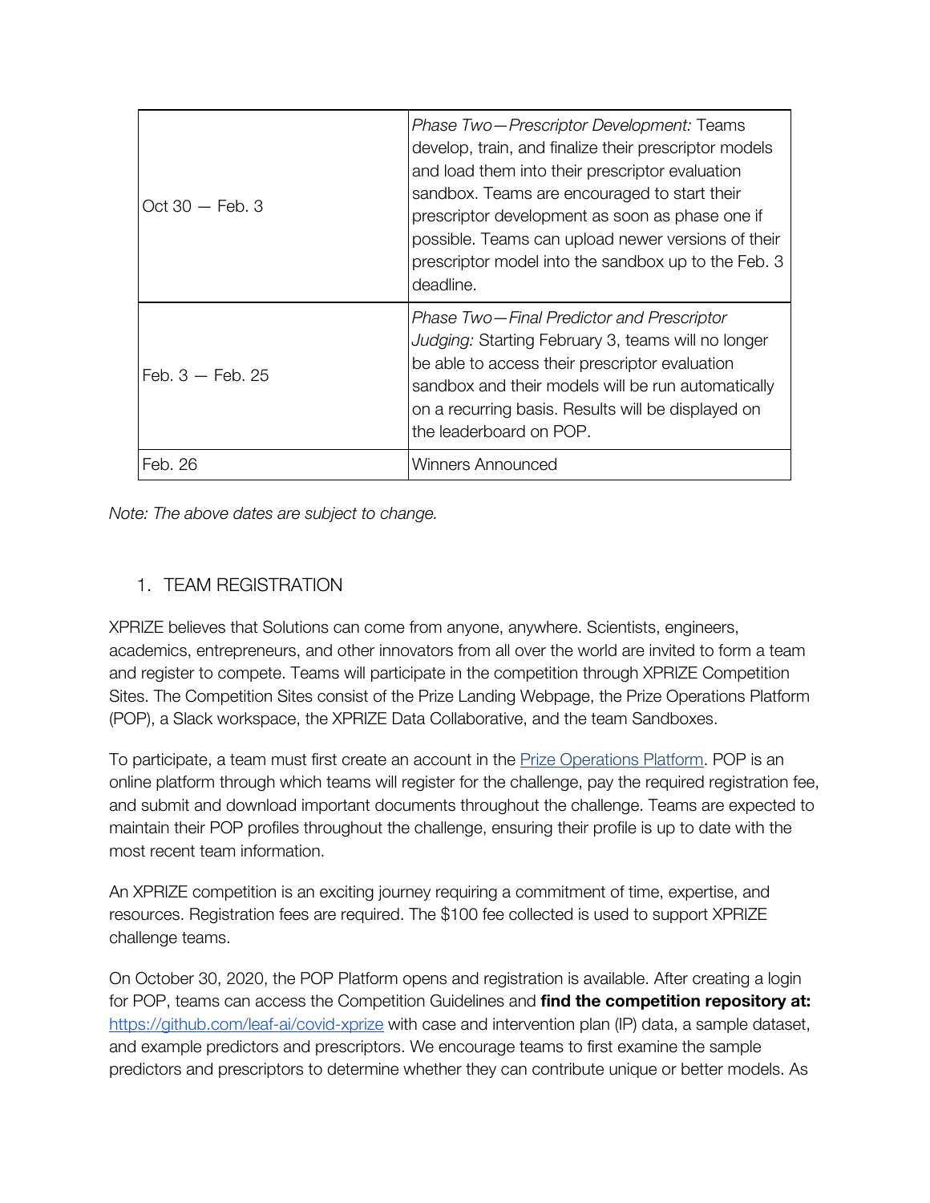| | |
|---|---|
| Oct 30 — Feb. 3 | *Phase Two—Prescriptor Development:* Teams develop, train, and finalize their prescriptor models and load them into their prescriptor evaluation sandbox. Teams are encouraged to start their prescriptor development as soon as phase one if possible. Teams can upload newer versions of their prescriptor model into the sandbox up to the Feb. 3 deadline. |
| Feb. 3 — Feb. 25 | *Phase Two—Final Predictor and Prescriptor Judging:* Starting February 3, teams will no longer be able to access their prescriptor evaluation sandbox and their models will be run automatically on a recurring basis. Results will be displayed on the leaderboard on POP. |
| Feb. 26 | Winners Announced |

*Note: The above dates are subject to change.*

## 1. TEAM REGISTRATION

XPRIZE believes that Solutions can come from anyone, anywhere. Scientists, engineers, academics, entrepreneurs, and other innovators from all over the world are invited to form a team and register to compete. Teams will participate in the competition through XPRIZE Competition Sites. The Competition Sites consist of the Prize Landing Webpage, the Prize Operations Platform (POP), a Slack workspace, the XPRIZE Data Collaborative, and the team Sandboxes.

To participate, a team must first create an account in the [Prize Operations Platform](). POP is an online platform through which teams will register for the challenge, pay the required registration fee, and submit and download important documents throughout the challenge. Teams are expected to maintain their POP profiles throughout the challenge, ensuring their profile is up to date with the most recent team information.

An XPRIZE competition is an exciting journey requiring a commitment of time, expertise, and resources. Registration fees are required. The $100 fee collected is used to support XPRIZE challenge teams.

On October 30, 2020, the POP Platform opens and registration is available. After creating a login for POP, teams can access the Competition Guidelines and **find the competition repository at:** https://github.com/leaf-ai/covid-xprize with case and intervention plan (IP) data, a sample dataset, and example predictors and prescriptors. We encourage teams to first examine the sample predictors and prescriptors to determine whether they can contribute unique or better models. As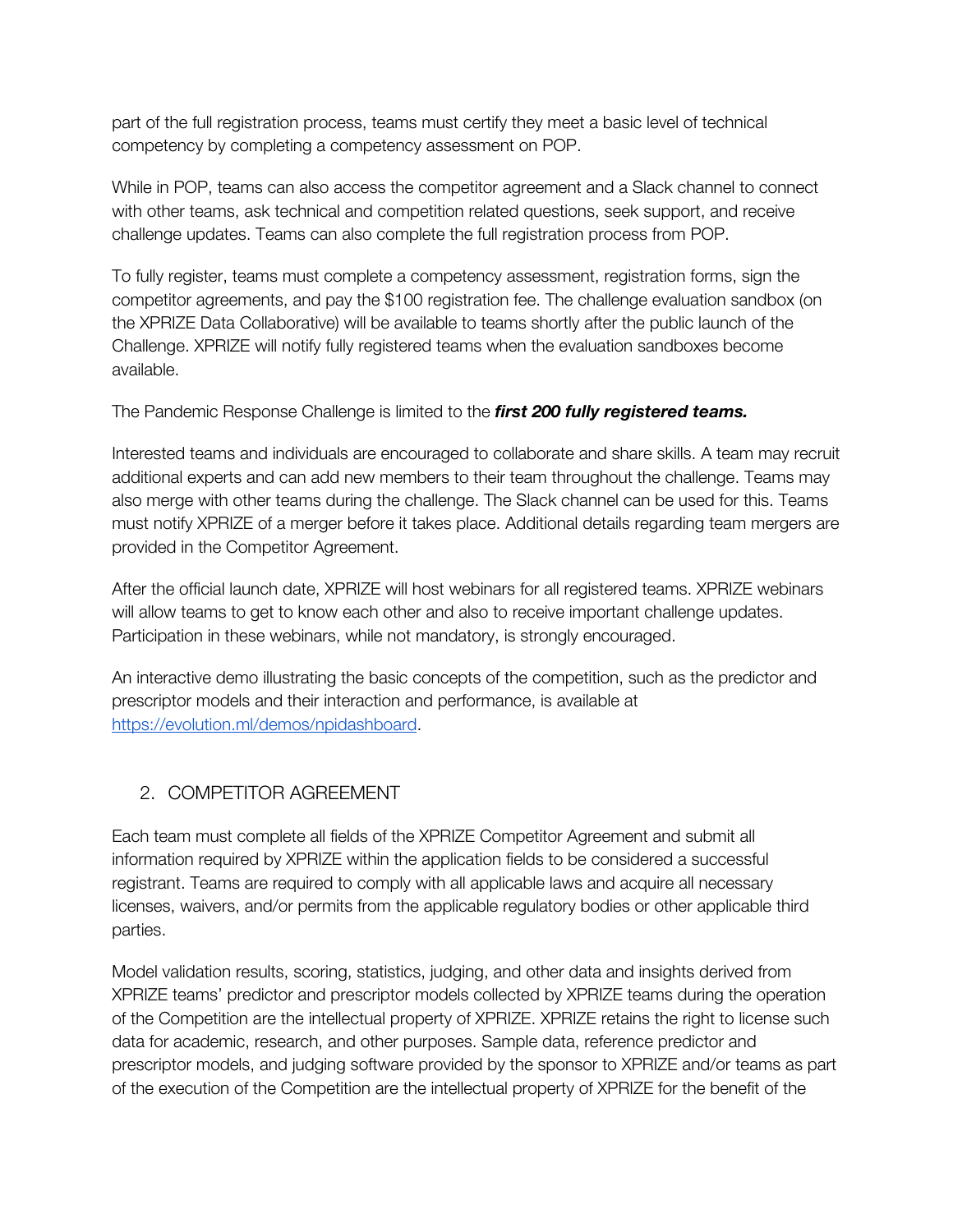part of the full registration process, teams must certify they meet a basic level of technical competency by completing a competency assessment on POP.

While in POP, teams can also access the competitor agreement and a Slack channel to connect with other teams, ask technical and competition related questions, seek support, and receive challenge updates. Teams can also complete the full registration process from POP.

To fully register, teams must complete a competency assessment, registration forms, sign the competitor agreements, and pay the $100 registration fee. The challenge evaluation sandbox (on the XPRIZE Data Collaborative) will be available to teams shortly after the public launch of the Challenge. XPRIZE will notify fully registered teams when the evaluation sandboxes become available.

The Pandemic Response Challenge is limited to the ***first 200 fully registered teams.***

Interested teams and individuals are encouraged to collaborate and share skills. A team may recruit additional experts and can add new members to their team throughout the challenge. Teams may also merge with other teams during the challenge. The Slack channel can be used for this. Teams must notify XPRIZE of a merger before it takes place. Additional details regarding team mergers are provided in the Competitor Agreement.

After the official launch date, XPRIZE will host webinars for all registered teams. XPRIZE webinars will allow teams to get to know each other and also to receive important challenge updates. Participation in these webinars, while not mandatory, is strongly encouraged.

An interactive demo illustrating the basic concepts of the competition, such as the predictor and prescriptor models and their interaction and performance, is available at [https://evolution.ml/demos/npidashboard](https://evolution.ml/demos/npidashboard).

## 2. COMPETITOR AGREEMENT

Each team must complete all fields of the XPRIZE Competitor Agreement and submit all information required by XPRIZE within the application fields to be considered a successful registrant. Teams are required to comply with all applicable laws and acquire all necessary licenses, waivers, and/or permits from the applicable regulatory bodies or other applicable third parties.

Model validation results, scoring, statistics, judging, and other data and insights derived from XPRIZE teams' predictor and prescriptor models collected by XPRIZE teams during the operation of the Competition are the intellectual property of XPRIZE. XPRIZE retains the right to license such data for academic, research, and other purposes. Sample data, reference predictor and prescriptor models, and judging software provided by the sponsor to XPRIZE and/or teams as part of the execution of the Competition are the intellectual property of XPRIZE for the benefit of the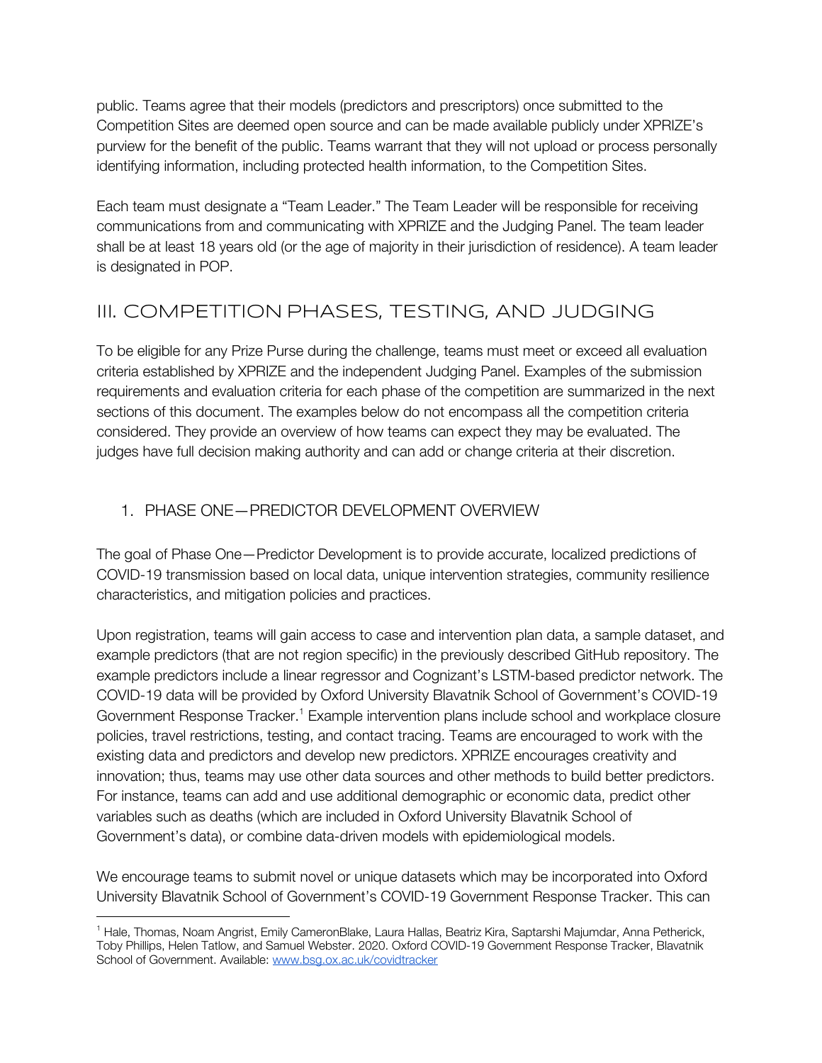public. Teams agree that their models (predictors and prescriptors) once submitted to the Competition Sites are deemed open source and can be made available publicly under XPRIZE's purview for the benefit of the public. Teams warrant that they will not upload or process personally identifying information, including protected health information, to the Competition Sites.

Each team must designate a "Team Leader." The Team Leader will be responsible for receiving communications from and communicating with XPRIZE and the Judging Panel. The team leader shall be at least 18 years old (or the age of majority in their jurisdiction of residence). A team leader is designated in POP.

## III. COMPETITION PHASES, TESTING, AND JUDGING

To be eligible for any Prize Purse during the challenge, teams must meet or exceed all evaluation criteria established by XPRIZE and the independent Judging Panel. Examples of the submission requirements and evaluation criteria for each phase of the competition are summarized in the next sections of this document. The examples below do not encompass all the competition criteria considered. They provide an overview of how teams can expect they may be evaluated. The judges have full decision making authority and can add or change criteria at their discretion.

### 1. PHASE ONE—PREDICTOR DEVELOPMENT OVERVIEW

The goal of Phase One—Predictor Development is to provide accurate, localized predictions of COVID-19 transmission based on local data, unique intervention strategies, community resilience characteristics, and mitigation policies and practices.

Upon registration, teams will gain access to case and intervention plan data, a sample dataset, and example predictors (that are not region specific) in the previously described GitHub repository. The example predictors include a linear regressor and Cognizant's LSTM-based predictor network. The COVID-19 data will be provided by Oxford University Blavatnik School of Government's COVID-19 Government Response Tracker.[1] Example intervention plans include school and workplace closure policies, travel restrictions, testing, and contact tracing. Teams are encouraged to work with the existing data and predictors and develop new predictors. XPRIZE encourages creativity and innovation; thus, teams may use other data sources and other methods to build better predictors. For instance, teams can add and use additional demographic or economic data, predict other variables such as deaths (which are included in Oxford University Blavatnik School of Government's data), or combine data-driven models with epidemiological models.

We encourage teams to submit novel or unique datasets which may be incorporated into Oxford University Blavatnik School of Government's COVID-19 Government Response Tracker. This can

[1] Hale, Thomas, Noam Angrist, Emily CameronBlake, Laura Hallas, Beatriz Kira, Saptarshi Majumdar, Anna Petherick, Toby Phillips, Helen Tatlow, and Samuel Webster. 2020. Oxford COVID-19 Government Response Tracker, Blavatnik School of Government. Available: www.bsg.ox.ac.uk/covidtracker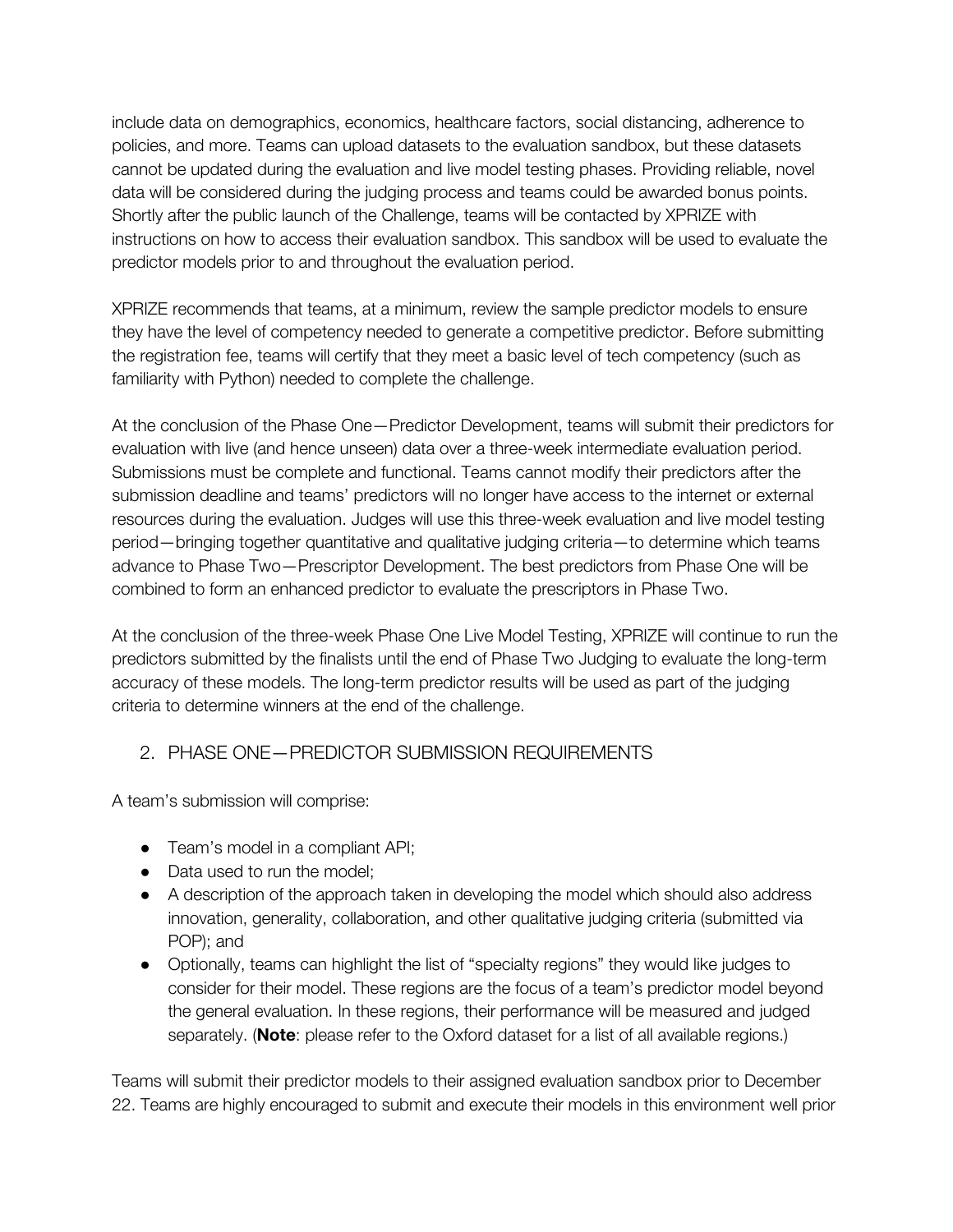include data on demographics, economics, healthcare factors, social distancing, adherence to policies, and more. Teams can upload datasets to the evaluation sandbox, but these datasets cannot be updated during the evaluation and live model testing phases. Providing reliable, novel data will be considered during the judging process and teams could be awarded bonus points. Shortly after the public launch of the Challenge, teams will be contacted by XPRIZE with instructions on how to access their evaluation sandbox. This sandbox will be used to evaluate the predictor models prior to and throughout the evaluation period.

XPRIZE recommends that teams, at a minimum, review the sample predictor models to ensure they have the level of competency needed to generate a competitive predictor. Before submitting the registration fee, teams will certify that they meet a basic level of tech competency (such as familiarity with Python) needed to complete the challenge.

At the conclusion of the Phase One—Predictor Development, teams will submit their predictors for evaluation with live (and hence unseen) data over a three-week intermediate evaluation period. Submissions must be complete and functional. Teams cannot modify their predictors after the submission deadline and teams' predictors will no longer have access to the internet or external resources during the evaluation. Judges will use this three-week evaluation and live model testing period—bringing together quantitative and qualitative judging criteria—to determine which teams advance to Phase Two—Prescriptor Development. The best predictors from Phase One will be combined to form an enhanced predictor to evaluate the prescriptors in Phase Two.

At the conclusion of the three-week Phase One Live Model Testing, XPRIZE will continue to run the predictors submitted by the finalists until the end of Phase Two Judging to evaluate the long-term accuracy of these models. The long-term predictor results will be used as part of the judging criteria to determine winners at the end of the challenge.

## 2. PHASE ONE—PREDICTOR SUBMISSION REQUIREMENTS

A team's submission will comprise:

- Team's model in a compliant API;
- Data used to run the model;
- A description of the approach taken in developing the model which should also address innovation, generality, collaboration, and other qualitative judging criteria (submitted via POP); and
- Optionally, teams can highlight the list of "specialty regions" they would like judges to consider for their model. These regions are the focus of a team's predictor model beyond the general evaluation. In these regions, their performance will be measured and judged separately. (**Note**: please refer to the Oxford dataset for a list of all available regions.)

Teams will submit their predictor models to their assigned evaluation sandbox prior to December 22. Teams are highly encouraged to submit and execute their models in this environment well prior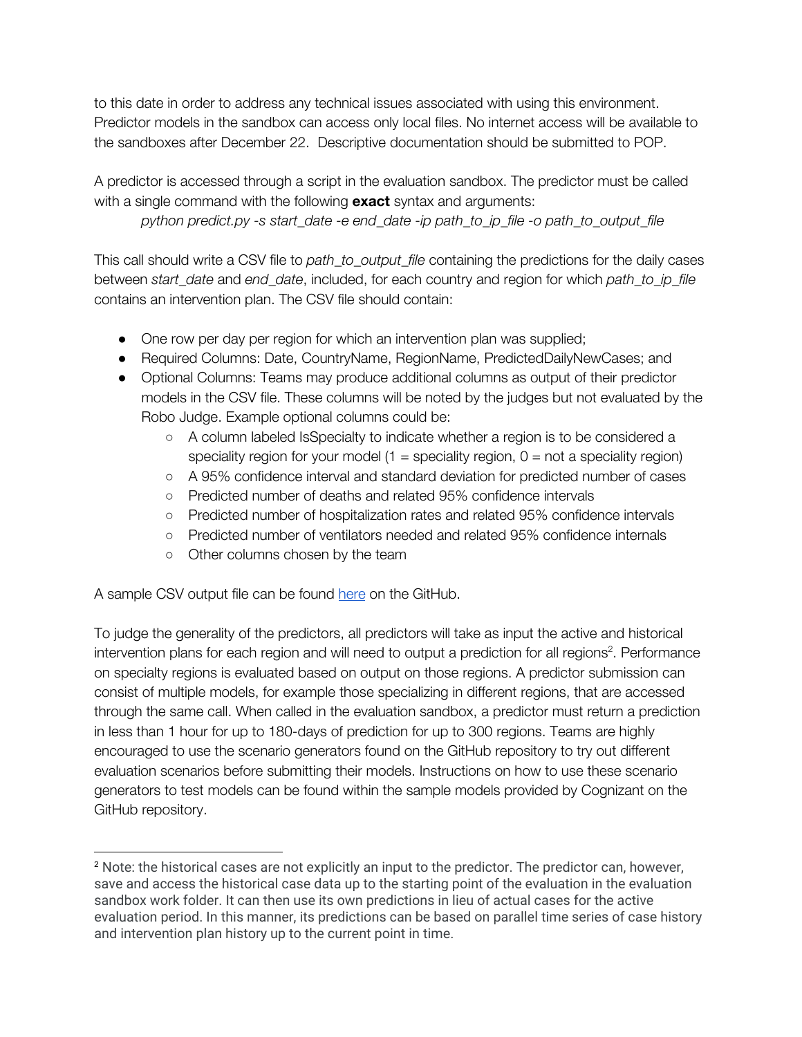to this date in order to address any technical issues associated with using this environment. Predictor models in the sandbox can access only local files. No internet access will be available to the sandboxes after December 22. Descriptive documentation should be submitted to POP.

A predictor is accessed through a script in the evaluation sandbox. The predictor must be called with a single command with the following **exact** syntax and arguments:

*python predict.py -s start_date -e end_date -ip path_to_ip_file -o path_to_output_file*

This call should write a CSV file to *path_to_output_file* containing the predictions for the daily cases between *start_date* and *end_date*, included, for each country and region for which *path_to_ip_file* contains an intervention plan. The CSV file should contain:

- One row per day per region for which an intervention plan was supplied;
- Required Columns: Date, CountryName, RegionName, PredictedDailyNewCases; and
- Optional Columns: Teams may produce additional columns as output of their predictor models in the CSV file. These columns will be noted by the judges but not evaluated by the Robo Judge. Example optional columns could be:
  - A column labeled IsSpecialty to indicate whether a region is to be considered a speciality region for your model (1 = speciality region, 0 = not a speciality region)
  - A 95% confidence interval and standard deviation for predicted number of cases
  - Predicted number of deaths and related 95% confidence intervals
  - Predicted number of hospitalization rates and related 95% confidence intervals
  - Predicted number of ventilators needed and related 95% confidence internals
  - Other columns chosen by the team

A sample CSV output file can be found here on the GitHub.

To judge the generality of the predictors, all predictors will take as input the active and historical intervention plans for each region and will need to output a prediction for all regions[2]. Performance on specialty regions is evaluated based on output on those regions. A predictor submission can consist of multiple models, for example those specializing in different regions, that are accessed through the same call. When called in the evaluation sandbox, a predictor must return a prediction in less than 1 hour for up to 180-days of prediction for up to 300 regions. Teams are highly encouraged to use the scenario generators found on the GitHub repository to try out different evaluation scenarios before submitting their models. Instructions on how to use these scenario generators to test models can be found within the sample models provided by Cognizant on the GitHub repository.

[2] Note: the historical cases are not explicitly an input to the predictor. The predictor can, however, save and access the historical case data up to the starting point of the evaluation in the evaluation sandbox work folder. It can then use its own predictions in lieu of actual cases for the active evaluation period. In this manner, its predictions can be based on parallel time series of case history and intervention plan history up to the current point in time.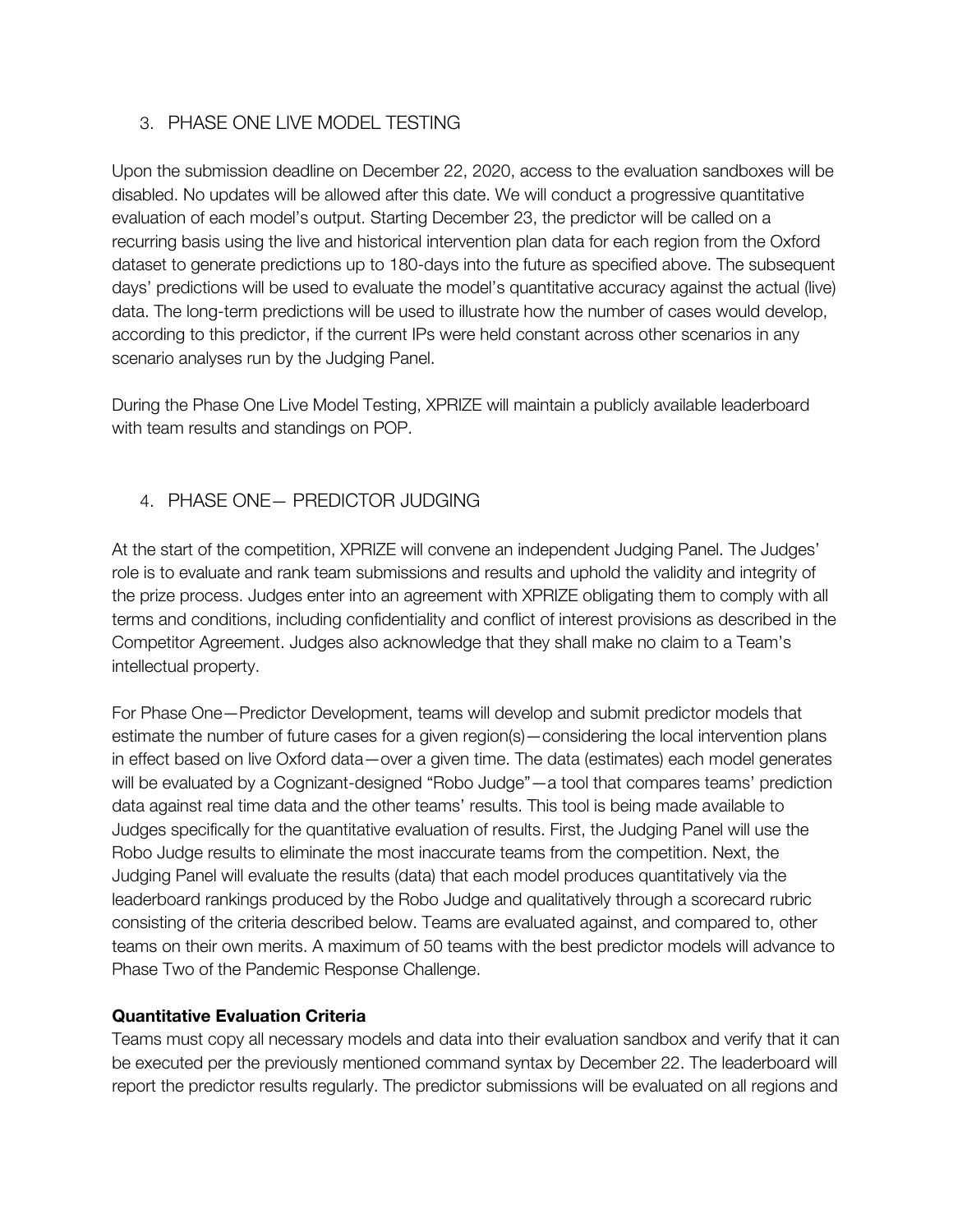## 3. PHASE ONE LIVE MODEL TESTING

Upon the submission deadline on December 22, 2020, access to the evaluation sandboxes will be disabled. No updates will be allowed after this date. We will conduct a progressive quantitative evaluation of each model's output. Starting December 23, the predictor will be called on a recurring basis using the live and historical intervention plan data for each region from the Oxford dataset to generate predictions up to 180-days into the future as specified above. The subsequent days' predictions will be used to evaluate the model's quantitative accuracy against the actual (live) data. The long-term predictions will be used to illustrate how the number of cases would develop, according to this predictor, if the current IPs were held constant across other scenarios in any scenario analyses run by the Judging Panel.

During the Phase One Live Model Testing, XPRIZE will maintain a publicly available leaderboard with team results and standings on POP.

## 4. PHASE ONE— PREDICTOR JUDGING

At the start of the competition, XPRIZE will convene an independent Judging Panel. The Judges' role is to evaluate and rank team submissions and results and uphold the validity and integrity of the prize process. Judges enter into an agreement with XPRIZE obligating them to comply with all terms and conditions, including confidentiality and conflict of interest provisions as described in the Competitor Agreement. Judges also acknowledge that they shall make no claim to a Team's intellectual property.

For Phase One—Predictor Development, teams will develop and submit predictor models that estimate the number of future cases for a given region(s)—considering the local intervention plans in effect based on live Oxford data—over a given time. The data (estimates) each model generates will be evaluated by a Cognizant-designed "Robo Judge"—a tool that compares teams' prediction data against real time data and the other teams' results. This tool is being made available to Judges specifically for the quantitative evaluation of results. First, the Judging Panel will use the Robo Judge results to eliminate the most inaccurate teams from the competition. Next, the Judging Panel will evaluate the results (data) that each model produces quantitatively via the leaderboard rankings produced by the Robo Judge and qualitatively through a scorecard rubric consisting of the criteria described below. Teams are evaluated against, and compared to, other teams on their own merits. A maximum of 50 teams with the best predictor models will advance to Phase Two of the Pandemic Response Challenge.

**Quantitative Evaluation Criteria**

Teams must copy all necessary models and data into their evaluation sandbox and verify that it can be executed per the previously mentioned command syntax by December 22. The leaderboard will report the predictor results regularly. The predictor submissions will be evaluated on all regions and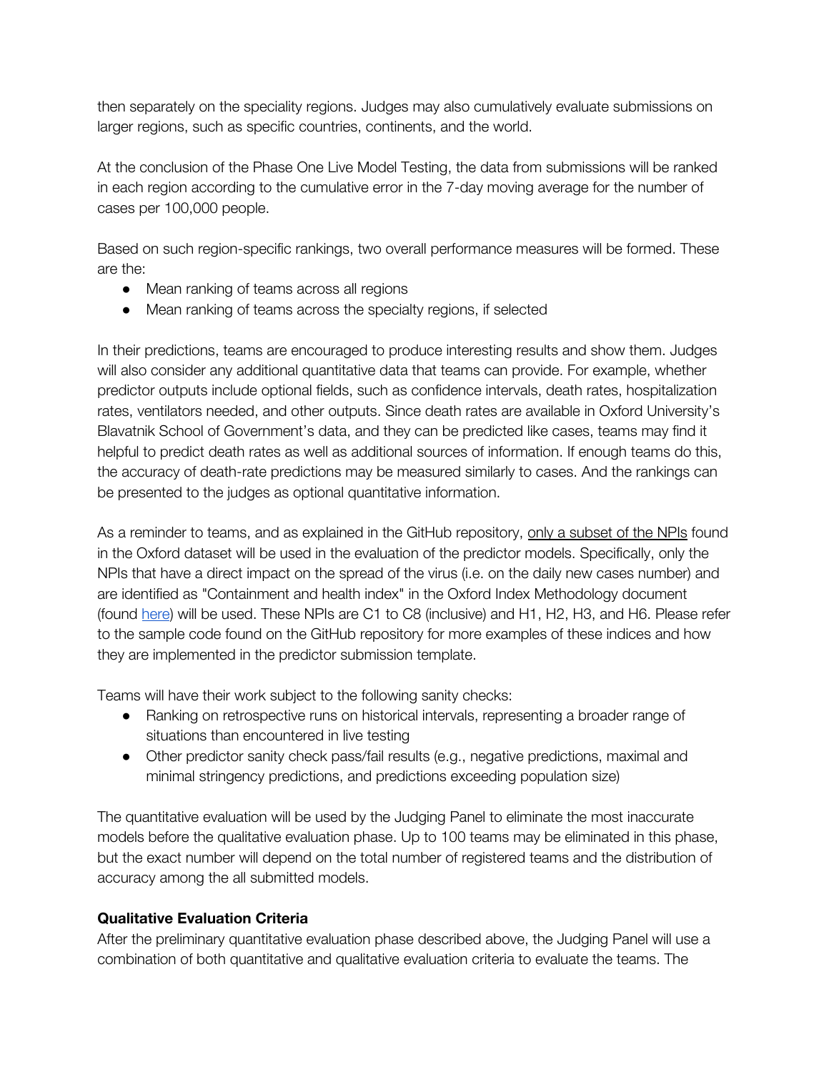then separately on the speciality regions. Judges may also cumulatively evaluate submissions on larger regions, such as specific countries, continents, and the world.

At the conclusion of the Phase One Live Model Testing, the data from submissions will be ranked in each region according to the cumulative error in the 7-day moving average for the number of cases per 100,000 people.

Based on such region-specific rankings, two overall performance measures will be formed. These are the:

- Mean ranking of teams across all regions
- Mean ranking of teams across the specialty regions, if selected

In their predictions, teams are encouraged to produce interesting results and show them. Judges will also consider any additional quantitative data that teams can provide. For example, whether predictor outputs include optional fields, such as confidence intervals, death rates, hospitalization rates, ventilators needed, and other outputs. Since death rates are available in Oxford University's Blavatnik School of Government's data, and they can be predicted like cases, teams may find it helpful to predict death rates as well as additional sources of information. If enough teams do this, the accuracy of death-rate predictions may be measured similarly to cases. And the rankings can be presented to the judges as optional quantitative information.

As a reminder to teams, and as explained in the GitHub repository, only a subset of the NPIs found in the Oxford dataset will be used in the evaluation of the predictor models. Specifically, only the NPIs that have a direct impact on the spread of the virus (i.e. on the daily new cases number) and are identified as "Containment and health index" in the Oxford Index Methodology document (found here) will be used. These NPIs are C1 to C8 (inclusive) and H1, H2, H3, and H6. Please refer to the sample code found on the GitHub repository for more examples of these indices and how they are implemented in the predictor submission template.

Teams will have their work subject to the following sanity checks:

- Ranking on retrospective runs on historical intervals, representing a broader range of situations than encountered in live testing
- Other predictor sanity check pass/fail results (e.g., negative predictions, maximal and minimal stringency predictions, and predictions exceeding population size)

The quantitative evaluation will be used by the Judging Panel to eliminate the most inaccurate models before the qualitative evaluation phase. Up to 100 teams may be eliminated in this phase, but the exact number will depend on the total number of registered teams and the distribution of accuracy among the all submitted models.

**Qualitative Evaluation Criteria**

After the preliminary quantitative evaluation phase described above, the Judging Panel will use a combination of both quantitative and qualitative evaluation criteria to evaluate the teams. The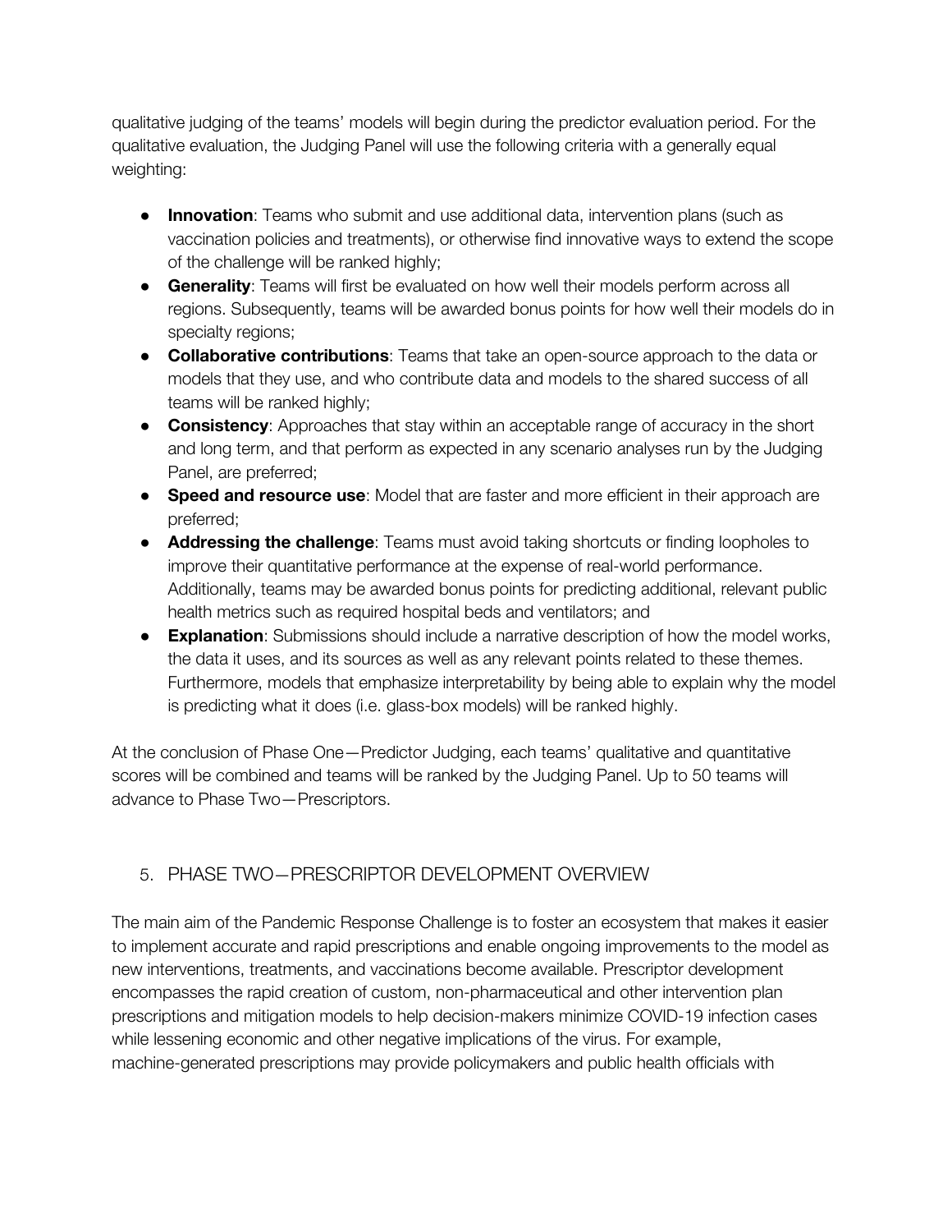qualitative judging of the teams' models will begin during the predictor evaluation period. For the qualitative evaluation, the Judging Panel will use the following criteria with a generally equal weighting:

- **Innovation**: Teams who submit and use additional data, intervention plans (such as vaccination policies and treatments), or otherwise find innovative ways to extend the scope of the challenge will be ranked highly;
- **Generality**: Teams will first be evaluated on how well their models perform across all regions. Subsequently, teams will be awarded bonus points for how well their models do in specialty regions;
- **Collaborative contributions**: Teams that take an open-source approach to the data or models that they use, and who contribute data and models to the shared success of all teams will be ranked highly;
- **Consistency**: Approaches that stay within an acceptable range of accuracy in the short and long term, and that perform as expected in any scenario analyses run by the Judging Panel, are preferred;
- **Speed and resource use**: Model that are faster and more efficient in their approach are preferred;
- **Addressing the challenge**: Teams must avoid taking shortcuts or finding loopholes to improve their quantitative performance at the expense of real-world performance. Additionally, teams may be awarded bonus points for predicting additional, relevant public health metrics such as required hospital beds and ventilators; and
- **Explanation**: Submissions should include a narrative description of how the model works, the data it uses, and its sources as well as any relevant points related to these themes. Furthermore, models that emphasize interpretability by being able to explain why the model is predicting what it does (i.e. glass-box models) will be ranked highly.

At the conclusion of Phase One—Predictor Judging, each teams' qualitative and quantitative scores will be combined and teams will be ranked by the Judging Panel. Up to 50 teams will advance to Phase Two—Prescriptors.

## 5. PHASE TWO—PRESCRIPTOR DEVELOPMENT OVERVIEW

The main aim of the Pandemic Response Challenge is to foster an ecosystem that makes it easier to implement accurate and rapid prescriptions and enable ongoing improvements to the model as new interventions, treatments, and vaccinations become available. Prescriptor development encompasses the rapid creation of custom, non-pharmaceutical and other intervention plan prescriptions and mitigation models to help decision-makers minimize COVID-19 infection cases while lessening economic and other negative implications of the virus. For example, machine-generated prescriptions may provide policymakers and public health officials with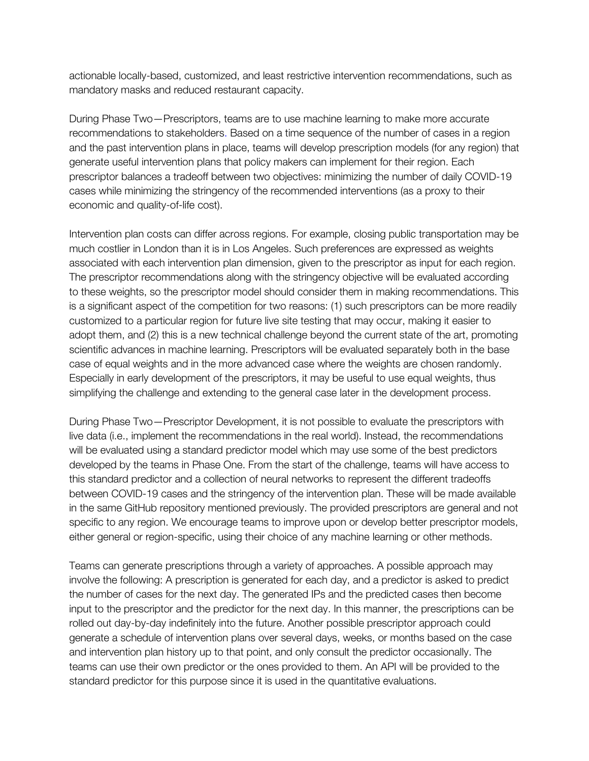actionable locally-based, customized, and least restrictive intervention recommendations, such as mandatory masks and reduced restaurant capacity.

During Phase Two—Prescriptors, teams are to use machine learning to make more accurate recommendations to stakeholders. Based on a time sequence of the number of cases in a region and the past intervention plans in place, teams will develop prescription models (for any region) that generate useful intervention plans that policy makers can implement for their region. Each prescriptor balances a tradeoff between two objectives: minimizing the number of daily COVID-19 cases while minimizing the stringency of the recommended interventions (as a proxy to their economic and quality-of-life cost).

Intervention plan costs can differ across regions. For example, closing public transportation may be much costlier in London than it is in Los Angeles. Such preferences are expressed as weights associated with each intervention plan dimension, given to the prescriptor as input for each region. The prescriptor recommendations along with the stringency objective will be evaluated according to these weights, so the prescriptor model should consider them in making recommendations. This is a significant aspect of the competition for two reasons: (1) such prescriptors can be more readily customized to a particular region for future live site testing that may occur, making it easier to adopt them, and (2) this is a new technical challenge beyond the current state of the art, promoting scientific advances in machine learning. Prescriptors will be evaluated separately both in the base case of equal weights and in the more advanced case where the weights are chosen randomly. Especially in early development of the prescriptors, it may be useful to use equal weights, thus simplifying the challenge and extending to the general case later in the development process.

During Phase Two—Prescriptor Development, it is not possible to evaluate the prescriptors with live data (i.e., implement the recommendations in the real world). Instead, the recommendations will be evaluated using a standard predictor model which may use some of the best predictors developed by the teams in Phase One. From the start of the challenge, teams will have access to this standard predictor and a collection of neural networks to represent the different tradeoffs between COVID-19 cases and the stringency of the intervention plan. These will be made available in the same GitHub repository mentioned previously. The provided prescriptors are general and not specific to any region. We encourage teams to improve upon or develop better prescriptor models, either general or region-specific, using their choice of any machine learning or other methods.

Teams can generate prescriptions through a variety of approaches. A possible approach may involve the following: A prescription is generated for each day, and a predictor is asked to predict the number of cases for the next day. The generated IPs and the predicted cases then become input to the prescriptor and the predictor for the next day. In this manner, the prescriptions can be rolled out day-by-day indefinitely into the future. Another possible prescriptor approach could generate a schedule of intervention plans over several days, weeks, or months based on the case and intervention plan history up to that point, and only consult the predictor occasionally. The teams can use their own predictor or the ones provided to them. An API will be provided to the standard predictor for this purpose since it is used in the quantitative evaluations.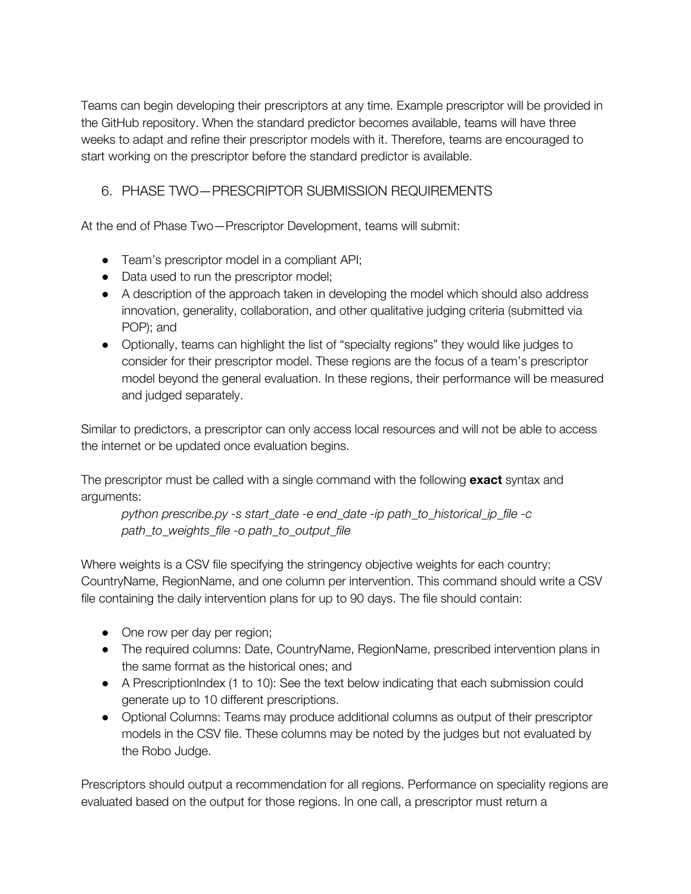Teams can begin developing their prescriptors at any time. Example prescriptor will be provided in the GitHub repository. When the standard predictor becomes available, teams will have three weeks to adapt and refine their prescriptor models with it. Therefore, teams are encouraged to start working on the prescriptor before the standard predictor is available.

## 6. PHASE TWO—PRESCRIPTOR SUBMISSION REQUIREMENTS

At the end of Phase Two—Prescriptor Development, teams will submit:

- Team's prescriptor model in a compliant API;
- Data used to run the prescriptor model;
- A description of the approach taken in developing the model which should also address innovation, generality, collaboration, and other qualitative judging criteria (submitted via POP); and
- Optionally, teams can highlight the list of "specialty regions" they would like judges to consider for their prescriptor model. These regions are the focus of a team's prescriptor model beyond the general evaluation. In these regions, their performance will be measured and judged separately.

Similar to predictors, a prescriptor can only access local resources and will not be able to access the internet or be updated once evaluation begins.

The prescriptor must be called with a single command with the following **exact** syntax and arguments:

> *python prescribe.py -s start_date -e end_date -ip path_to_historical_ip_file -c path_to_weights_file -o path_to_output_file*

Where weights is a CSV file specifying the stringency objective weights for each country: CountryName, RegionName, and one column per intervention. This command should write a CSV file containing the daily intervention plans for up to 90 days. The file should contain:

- One row per day per region;
- The required columns: Date, CountryName, RegionName, prescribed intervention plans in the same format as the historical ones; and
- A PrescriptionIndex (1 to 10): See the text below indicating that each submission could generate up to 10 different prescriptions.
- Optional Columns: Teams may produce additional columns as output of their prescriptor models in the CSV file. These columns may be noted by the judges but not evaluated by the Robo Judge.

Prescriptors should output a recommendation for all regions. Performance on speciality regions are evaluated based on the output for those regions. In one call, a prescriptor must return a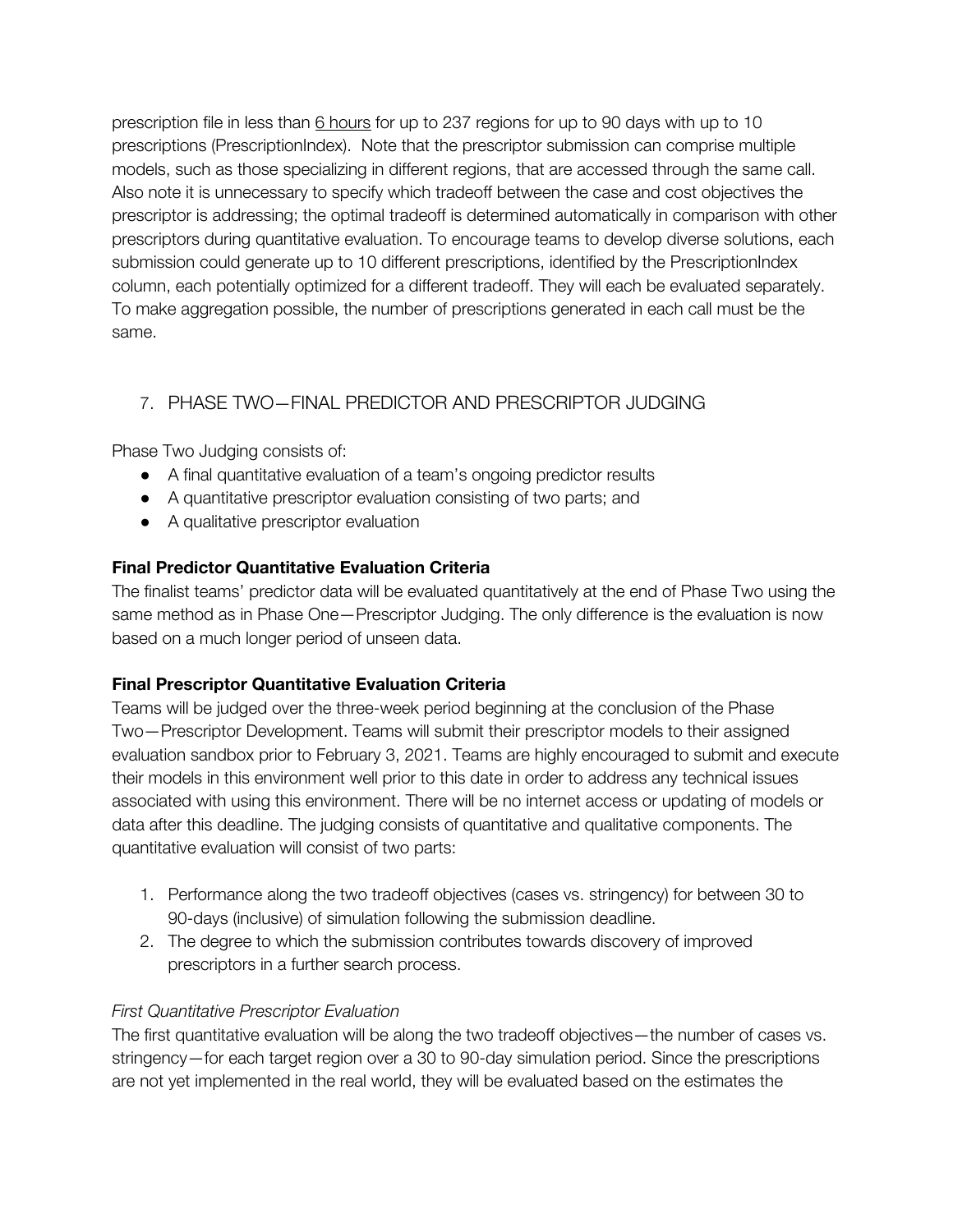prescription file in less than 6 hours for up to 237 regions for up to 90 days with up to 10 prescriptions (PrescriptionIndex). Note that the prescriptor submission can comprise multiple models, such as those specializing in different regions, that are accessed through the same call. Also note it is unnecessary to specify which tradeoff between the case and cost objectives the prescriptor is addressing; the optimal tradeoff is determined automatically in comparison with other prescriptors during quantitative evaluation. To encourage teams to develop diverse solutions, each submission could generate up to 10 different prescriptions, identified by the PrescriptionIndex column, each potentially optimized for a different tradeoff. They will each be evaluated separately. To make aggregation possible, the number of prescriptions generated in each call must be the same.

## 7. PHASE TWO—FINAL PREDICTOR AND PRESCRIPTOR JUDGING

Phase Two Judging consists of:

- A final quantitative evaluation of a team's ongoing predictor results
- A quantitative prescriptor evaluation consisting of two parts; and
- A qualitative prescriptor evaluation

**Final Predictor Quantitative Evaluation Criteria**

The finalist teams' predictor data will be evaluated quantitatively at the end of Phase Two using the same method as in Phase One—Prescriptor Judging. The only difference is the evaluation is now based on a much longer period of unseen data.

**Final Prescriptor Quantitative Evaluation Criteria**

Teams will be judged over the three-week period beginning at the conclusion of the Phase Two—Prescriptor Development. Teams will submit their prescriptor models to their assigned evaluation sandbox prior to February 3, 2021. Teams are highly encouraged to submit and execute their models in this environment well prior to this date in order to address any technical issues associated with using this environment. There will be no internet access or updating of models or data after this deadline. The judging consists of quantitative and qualitative components. The quantitative evaluation will consist of two parts:

1. Performance along the two tradeoff objectives (cases vs. stringency) for between 30 to 90-days (inclusive) of simulation following the submission deadline.
2. The degree to which the submission contributes towards discovery of improved prescriptors in a further search process.

*First Quantitative Prescriptor Evaluation*

The first quantitative evaluation will be along the two tradeoff objectives—the number of cases vs. stringency—for each target region over a 30 to 90-day simulation period. Since the prescriptions are not yet implemented in the real world, they will be evaluated based on the estimates the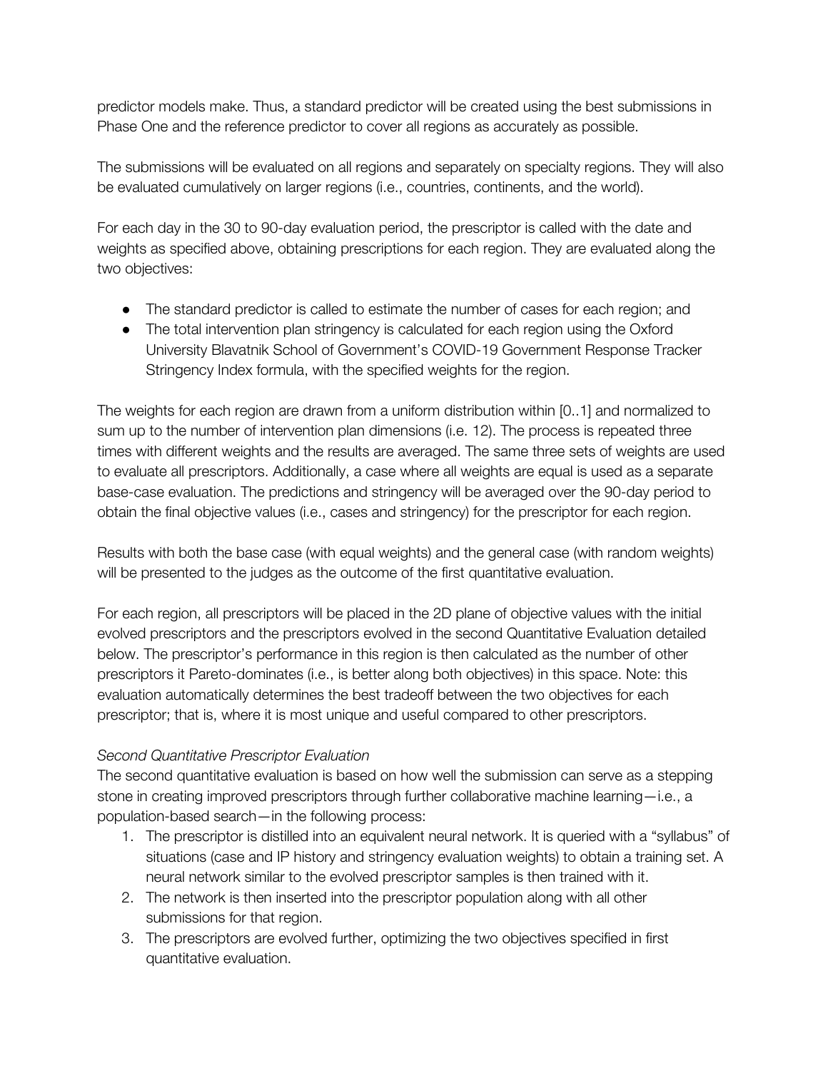predictor models make. Thus, a standard predictor will be created using the best submissions in Phase One and the reference predictor to cover all regions as accurately as possible.

The submissions will be evaluated on all regions and separately on specialty regions. They will also be evaluated cumulatively on larger regions (i.e., countries, continents, and the world).

For each day in the 30 to 90-day evaluation period, the prescriptor is called with the date and weights as specified above, obtaining prescriptions for each region. They are evaluated along the two objectives:

- The standard predictor is called to estimate the number of cases for each region; and
- The total intervention plan stringency is calculated for each region using the Oxford University Blavatnik School of Government's COVID-19 Government Response Tracker Stringency Index formula, with the specified weights for the region.

The weights for each region are drawn from a uniform distribution within [0..1] and normalized to sum up to the number of intervention plan dimensions (i.e. 12). The process is repeated three times with different weights and the results are averaged. The same three sets of weights are used to evaluate all prescriptors. Additionally, a case where all weights are equal is used as a separate base-case evaluation. The predictions and stringency will be averaged over the 90-day period to obtain the final objective values (i.e., cases and stringency) for the prescriptor for each region.

Results with both the base case (with equal weights) and the general case (with random weights) will be presented to the judges as the outcome of the first quantitative evaluation.

For each region, all prescriptors will be placed in the 2D plane of objective values with the initial evolved prescriptors and the prescriptors evolved in the second Quantitative Evaluation detailed below. The prescriptor's performance in this region is then calculated as the number of other prescriptors it Pareto-dominates (i.e., is better along both objectives) in this space. Note: this evaluation automatically determines the best tradeoff between the two objectives for each prescriptor; that is, where it is most unique and useful compared to other prescriptors.

*Second Quantitative Prescriptor Evaluation*

The second quantitative evaluation is based on how well the submission can serve as a stepping stone in creating improved prescriptors through further collaborative machine learning—i.e., a population-based search—in the following process:

1. The prescriptor is distilled into an equivalent neural network. It is queried with a "syllabus" of situations (case and IP history and stringency evaluation weights) to obtain a training set. A neural network similar to the evolved prescriptor samples is then trained with it.
2. The network is then inserted into the prescriptor population along with all other submissions for that region.
3. The prescriptors are evolved further, optimizing the two objectives specified in first quantitative evaluation.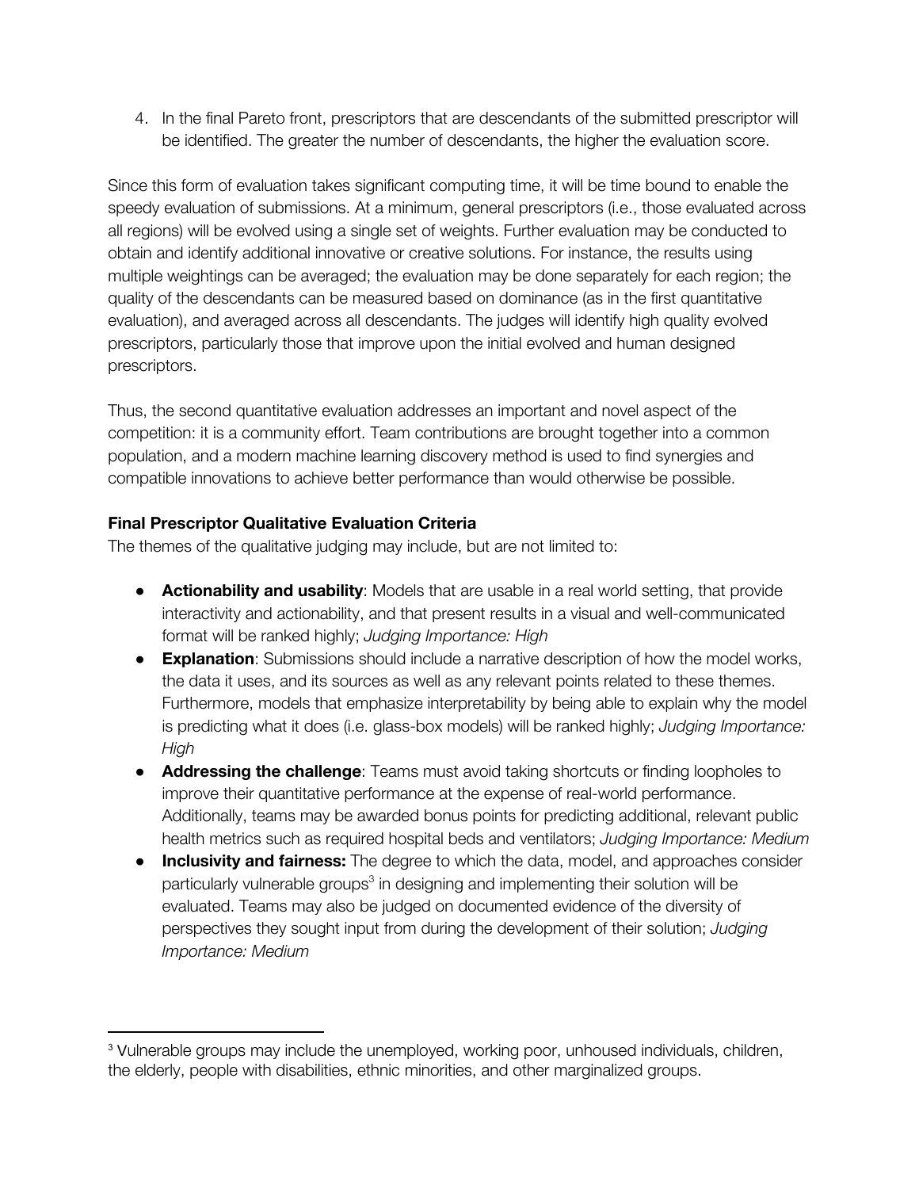4. In the final Pareto front, prescriptors that are descendants of the submitted prescriptor will be identified. The greater the number of descendants, the higher the evaluation score.

Since this form of evaluation takes significant computing time, it will be time bound to enable the speedy evaluation of submissions. At a minimum, general prescriptors (i.e., those evaluated across all regions) will be evolved using a single set of weights. Further evaluation may be conducted to obtain and identify additional innovative or creative solutions. For instance, the results using multiple weightings can be averaged; the evaluation may be done separately for each region; the quality of the descendants can be measured based on dominance (as in the first quantitative evaluation), and averaged across all descendants. The judges will identify high quality evolved prescriptors, particularly those that improve upon the initial evolved and human designed prescriptors.

Thus, the second quantitative evaluation addresses an important and novel aspect of the competition: it is a community effort. Team contributions are brought together into a common population, and a modern machine learning discovery method is used to find synergies and compatible innovations to achieve better performance than would otherwise be possible.

**Final Prescriptor Qualitative Evaluation Criteria**

The themes of the qualitative judging may include, but are not limited to:

- **Actionability and usability**: Models that are usable in a real world setting, that provide interactivity and actionability, and that present results in a visual and well-communicated format will be ranked highly; *Judging Importance: High*
- **Explanation**: Submissions should include a narrative description of how the model works, the data it uses, and its sources as well as any relevant points related to these themes. Furthermore, models that emphasize interpretability by being able to explain why the model is predicting what it does (i.e. glass-box models) will be ranked highly; *Judging Importance: High*
- **Addressing the challenge**: Teams must avoid taking shortcuts or finding loopholes to improve their quantitative performance at the expense of real-world performance. Additionally, teams may be awarded bonus points for predicting additional, relevant public health metrics such as required hospital beds and ventilators; *Judging Importance: Medium*
- **Inclusivity and fairness:** The degree to which the data, model, and approaches consider particularly vulnerable groups[3] in designing and implementing their solution will be evaluated. Teams may also be judged on documented evidence of the diversity of perspectives they sought input from during the development of their solution; *Judging Importance: Medium*

[3] Vulnerable groups may include the unemployed, working poor, unhoused individuals, children, the elderly, people with disabilities, ethnic minorities, and other marginalized groups.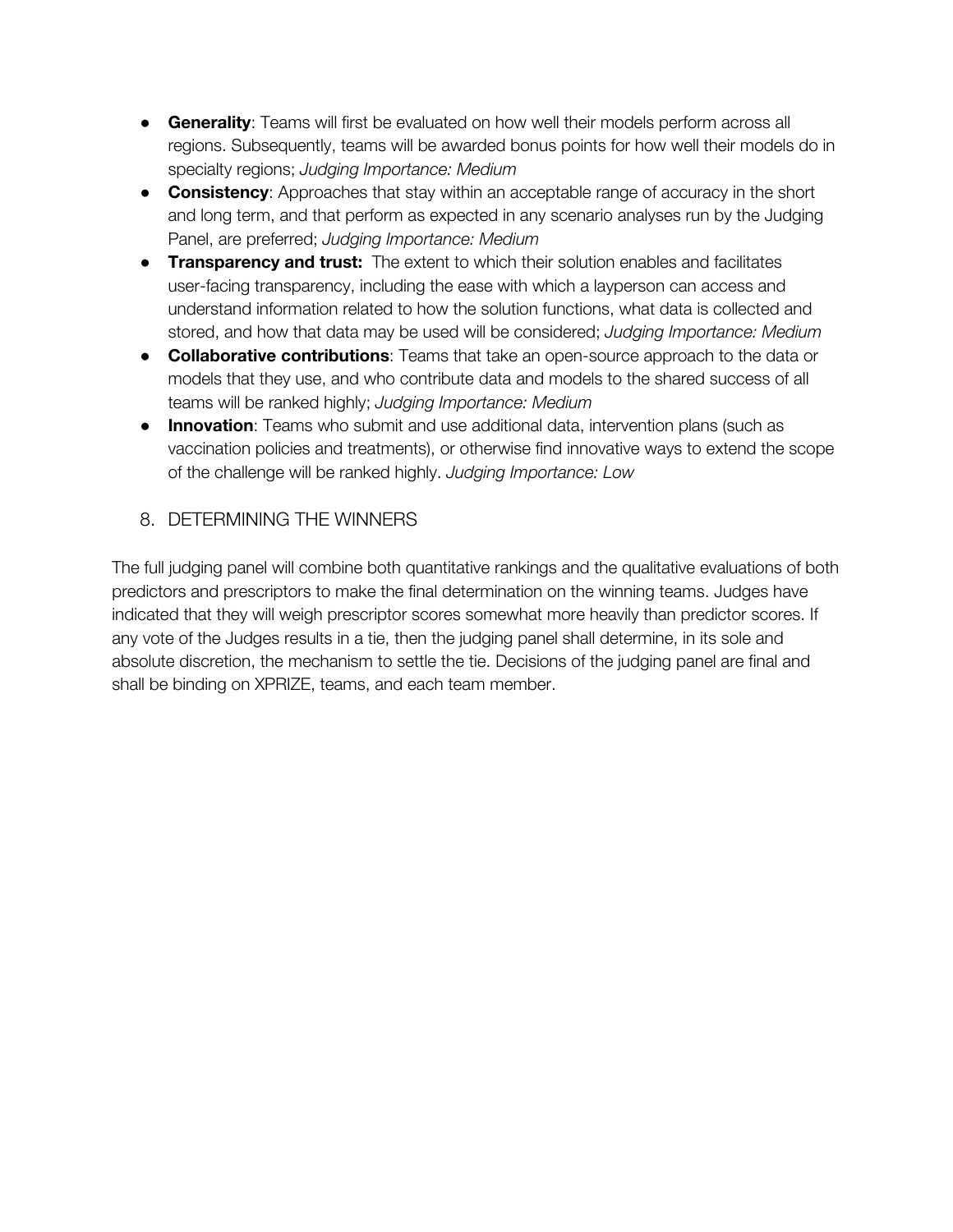- **Generality**: Teams will first be evaluated on how well their models perform across all regions. Subsequently, teams will be awarded bonus points for how well their models do in specialty regions; *Judging Importance: Medium*
- **Consistency**: Approaches that stay within an acceptable range of accuracy in the short and long term, and that perform as expected in any scenario analyses run by the Judging Panel, are preferred; *Judging Importance: Medium*
- **Transparency and trust:** The extent to which their solution enables and facilitates user-facing transparency, including the ease with which a layperson can access and understand information related to how the solution functions, what data is collected and stored, and how that data may be used will be considered; *Judging Importance: Medium*
- **Collaborative contributions**: Teams that take an open-source approach to the data or models that they use, and who contribute data and models to the shared success of all teams will be ranked highly; *Judging Importance: Medium*
- **Innovation**: Teams who submit and use additional data, intervention plans (such as vaccination policies and treatments), or otherwise find innovative ways to extend the scope of the challenge will be ranked highly. *Judging Importance: Low*

## 8. DETERMINING THE WINNERS

The full judging panel will combine both quantitative rankings and the qualitative evaluations of both predictors and prescriptors to make the final determination on the winning teams. Judges have indicated that they will weigh prescriptor scores somewhat more heavily than predictor scores. If any vote of the Judges results in a tie, then the judging panel shall determine, in its sole and absolute discretion, the mechanism to settle the tie. Decisions of the judging panel are final and shall be binding on XPRIZE, teams, and each team member.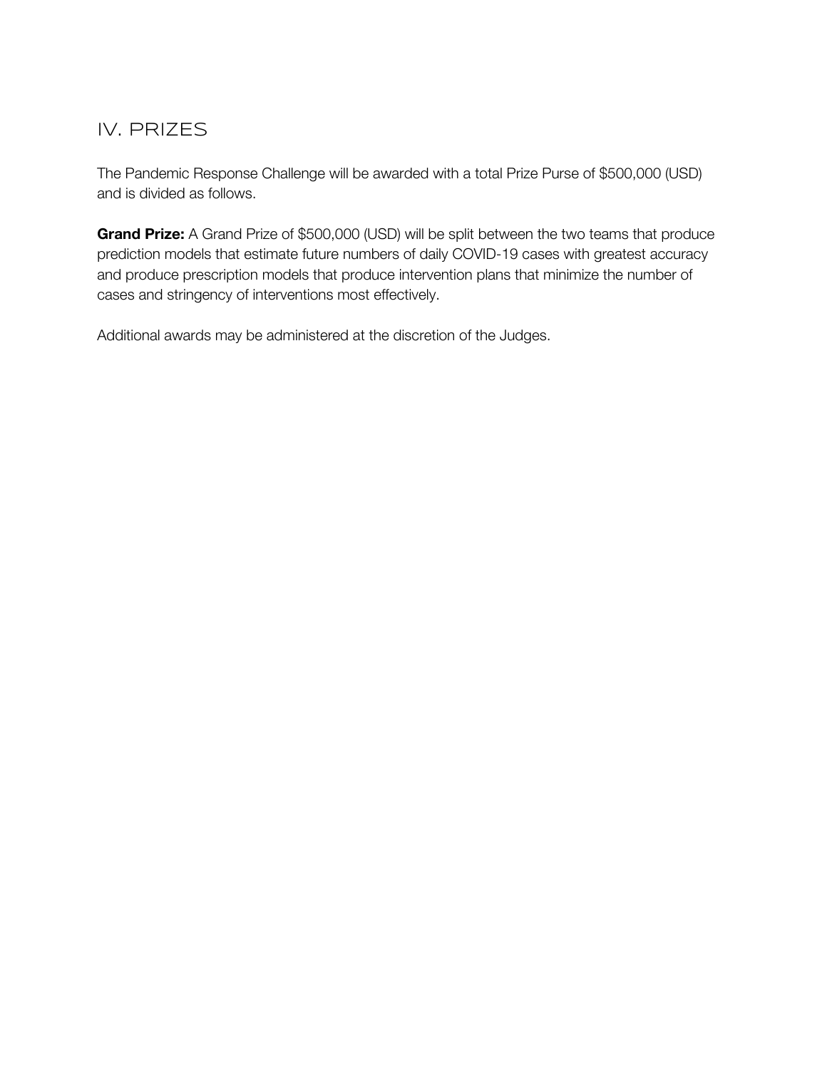## IV. PRIZES

The Pandemic Response Challenge will be awarded with a total Prize Purse of $500,000 (USD) and is divided as follows.

**Grand Prize:** A Grand Prize of $500,000 (USD) will be split between the two teams that produce prediction models that estimate future numbers of daily COVID-19 cases with greatest accuracy and produce prescription models that produce intervention plans that minimize the number of cases and stringency of interventions most effectively.

Additional awards may be administered at the discretion of the Judges.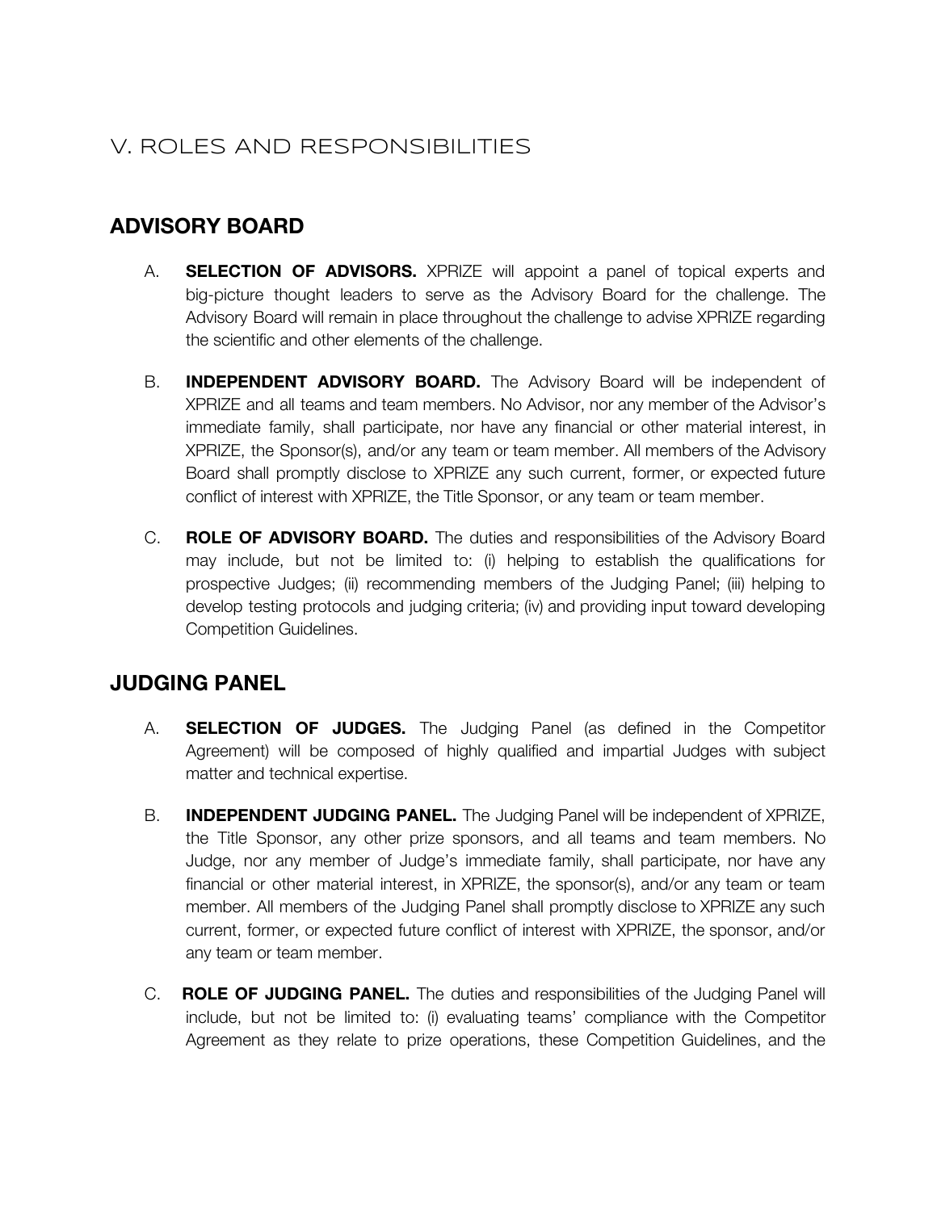# V. ROLES AND RESPONSIBILITIES

## ADVISORY BOARD

A. **SELECTION OF ADVISORS.** XPRIZE will appoint a panel of topical experts and big-picture thought leaders to serve as the Advisory Board for the challenge. The Advisory Board will remain in place throughout the challenge to advise XPRIZE regarding the scientific and other elements of the challenge.

B. **INDEPENDENT ADVISORY BOARD.** The Advisory Board will be independent of XPRIZE and all teams and team members. No Advisor, nor any member of the Advisor's immediate family, shall participate, nor have any financial or other material interest, in XPRIZE, the Sponsor(s), and/or any team or team member. All members of the Advisory Board shall promptly disclose to XPRIZE any such current, former, or expected future conflict of interest with XPRIZE, the Title Sponsor, or any team or team member.

C. **ROLE OF ADVISORY BOARD.** The duties and responsibilities of the Advisory Board may include, but not be limited to: (i) helping to establish the qualifications for prospective Judges; (ii) recommending members of the Judging Panel; (iii) helping to develop testing protocols and judging criteria; (iv) and providing input toward developing Competition Guidelines.

## JUDGING PANEL

A. **SELECTION OF JUDGES.** The Judging Panel (as defined in the Competitor Agreement) will be composed of highly qualified and impartial Judges with subject matter and technical expertise.

B. **INDEPENDENT JUDGING PANEL.** The Judging Panel will be independent of XPRIZE, the Title Sponsor, any other prize sponsors, and all teams and team members. No Judge, nor any member of Judge's immediate family, shall participate, nor have any financial or other material interest, in XPRIZE, the sponsor(s), and/or any team or team member. All members of the Judging Panel shall promptly disclose to XPRIZE any such current, former, or expected future conflict of interest with XPRIZE, the sponsor, and/or any team or team member.

C. **ROLE OF JUDGING PANEL.** The duties and responsibilities of the Judging Panel will include, but not be limited to: (i) evaluating teams' compliance with the Competitor Agreement as they relate to prize operations, these Competition Guidelines, and the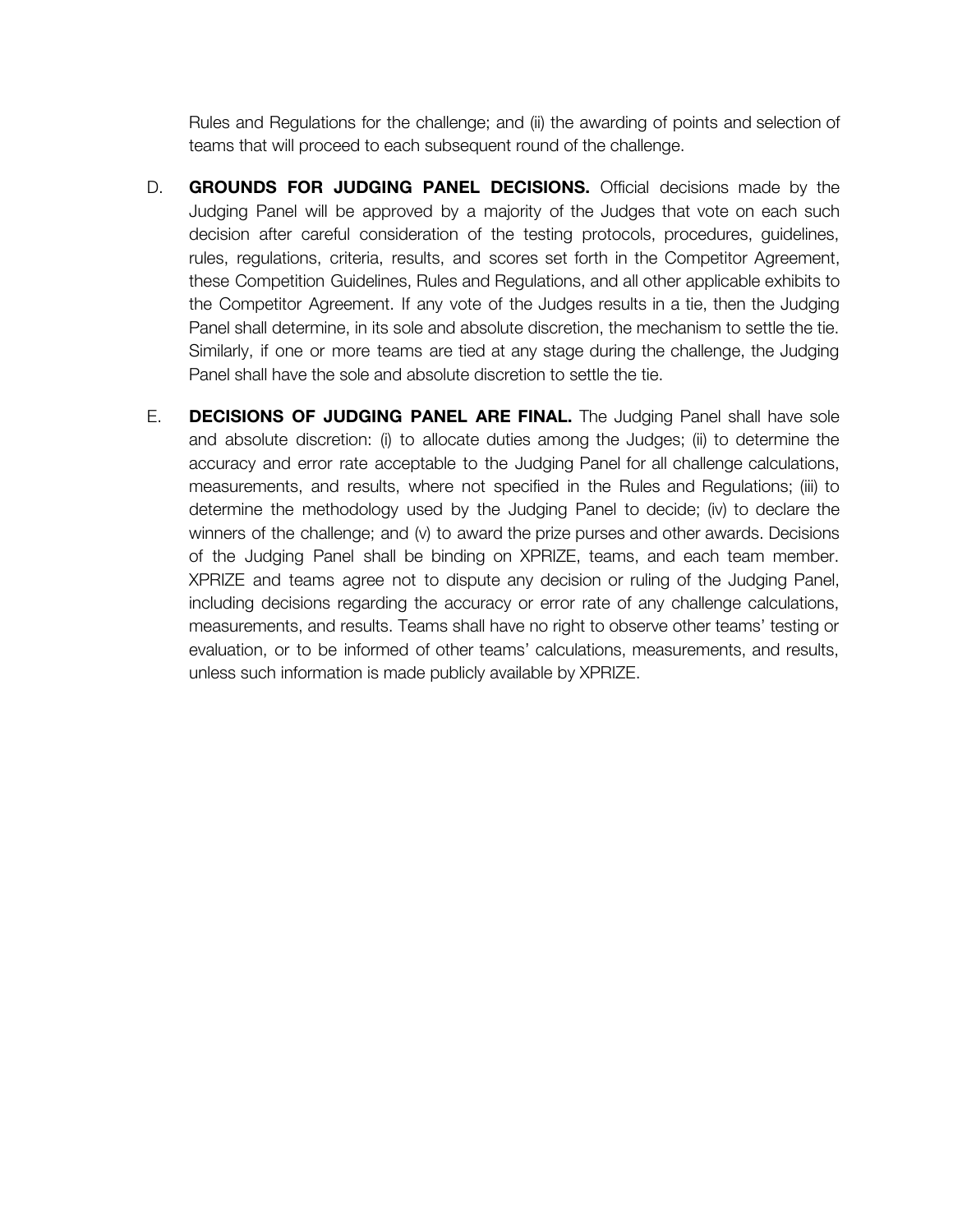Rules and Regulations for the challenge; and (ii) the awarding of points and selection of teams that will proceed to each subsequent round of the challenge.

D. **GROUNDS FOR JUDGING PANEL DECISIONS.** Official decisions made by the Judging Panel will be approved by a majority of the Judges that vote on each such decision after careful consideration of the testing protocols, procedures, guidelines, rules, regulations, criteria, results, and scores set forth in the Competitor Agreement, these Competition Guidelines, Rules and Regulations, and all other applicable exhibits to the Competitor Agreement. If any vote of the Judges results in a tie, then the Judging Panel shall determine, in its sole and absolute discretion, the mechanism to settle the tie. Similarly, if one or more teams are tied at any stage during the challenge, the Judging Panel shall have the sole and absolute discretion to settle the tie.

E. **DECISIONS OF JUDGING PANEL ARE FINAL.** The Judging Panel shall have sole and absolute discretion: (i) to allocate duties among the Judges; (ii) to determine the accuracy and error rate acceptable to the Judging Panel for all challenge calculations, measurements, and results, where not specified in the Rules and Regulations; (iii) to determine the methodology used by the Judging Panel to decide; (iv) to declare the winners of the challenge; and (v) to award the prize purses and other awards. Decisions of the Judging Panel shall be binding on XPRIZE, teams, and each team member. XPRIZE and teams agree not to dispute any decision or ruling of the Judging Panel, including decisions regarding the accuracy or error rate of any challenge calculations, measurements, and results. Teams shall have no right to observe other teams' testing or evaluation, or to be informed of other teams' calculations, measurements, and results, unless such information is made publicly available by XPRIZE.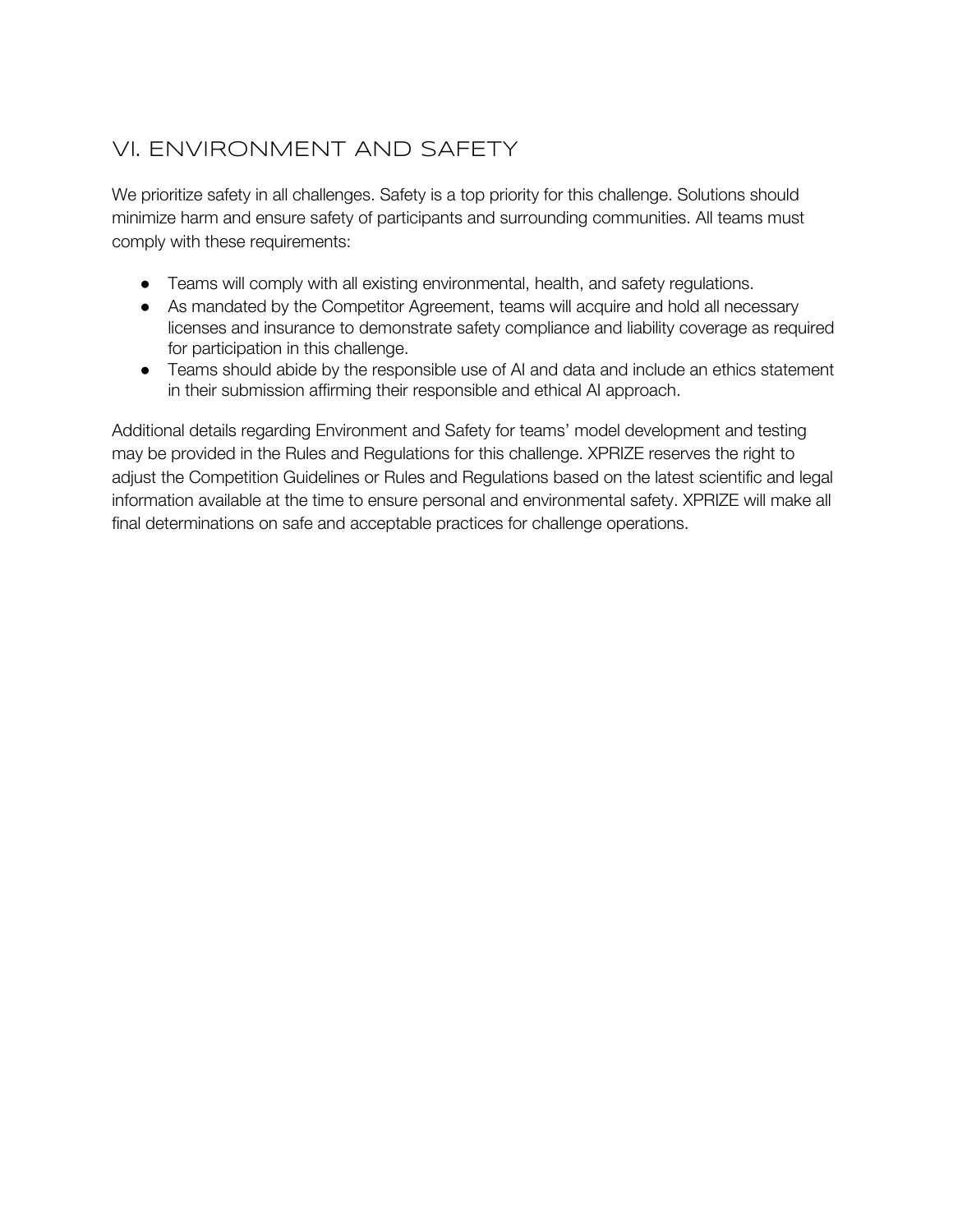## VI. ENVIRONMENT AND SAFETY

We prioritize safety in all challenges. Safety is a top priority for this challenge. Solutions should minimize harm and ensure safety of participants and surrounding communities. All teams must comply with these requirements:

- Teams will comply with all existing environmental, health, and safety regulations.
- As mandated by the Competitor Agreement, teams will acquire and hold all necessary licenses and insurance to demonstrate safety compliance and liability coverage as required for participation in this challenge.
- Teams should abide by the responsible use of AI and data and include an ethics statement in their submission affirming their responsible and ethical AI approach.

Additional details regarding Environment and Safety for teams' model development and testing may be provided in the Rules and Regulations for this challenge. XPRIZE reserves the right to adjust the Competition Guidelines or Rules and Regulations based on the latest scientific and legal information available at the time to ensure personal and environmental safety. XPRIZE will make all final determinations on safe and acceptable practices for challenge operations.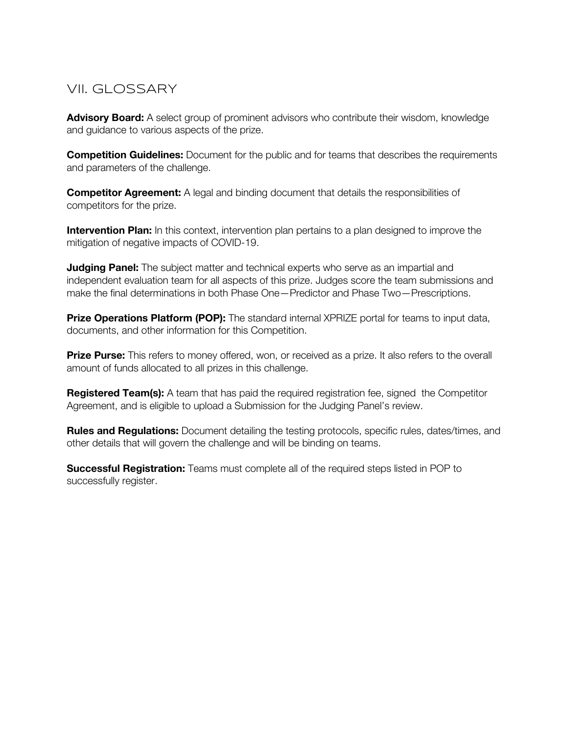## VII. GLOSSARY

**Advisory Board:** A select group of prominent advisors who contribute their wisdom, knowledge and guidance to various aspects of the prize.

**Competition Guidelines:** Document for the public and for teams that describes the requirements and parameters of the challenge.

**Competitor Agreement:** A legal and binding document that details the responsibilities of competitors for the prize.

**Intervention Plan:** In this context, intervention plan pertains to a plan designed to improve the mitigation of negative impacts of COVID-19.

**Judging Panel:** The subject matter and technical experts who serve as an impartial and independent evaluation team for all aspects of this prize. Judges score the team submissions and make the final determinations in both Phase One—Predictor and Phase Two—Prescriptions.

**Prize Operations Platform (POP):** The standard internal XPRIZE portal for teams to input data, documents, and other information for this Competition.

**Prize Purse:** This refers to money offered, won, or received as a prize. It also refers to the overall amount of funds allocated to all prizes in this challenge.

**Registered Team(s):** A team that has paid the required registration fee, signed the Competitor Agreement, and is eligible to upload a Submission for the Judging Panel's review.

**Rules and Regulations:** Document detailing the testing protocols, specific rules, dates/times, and other details that will govern the challenge and will be binding on teams.

**Successful Registration:** Teams must complete all of the required steps listed in POP to successfully register.